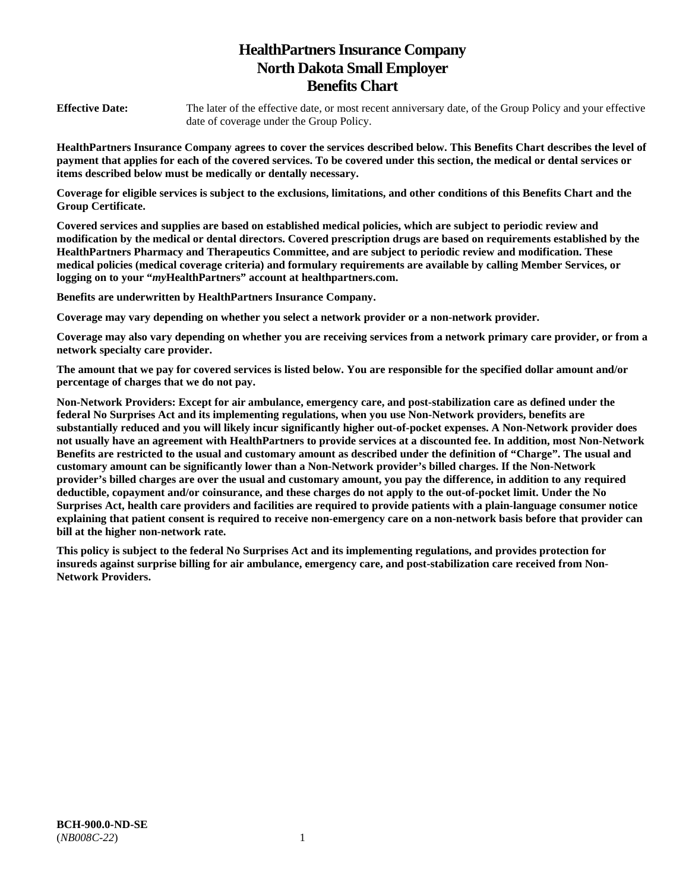# HealthPartners Insurance Company
# North Dakota Small Employer
# Benefits Chart

**Effective Date:** The later of the effective date, or most recent anniversary date, of the Group Policy and your effective date of coverage under the Group Policy.

**HealthPartners Insurance Company agrees to cover the services described below. This Benefits Chart describes the level of payment that applies for each of the covered services. To be covered under this section, the medical or dental services or items described below must be medically or dentally necessary.**

**Coverage for eligible services is subject to the exclusions, limitations, and other conditions of this Benefits Chart and the Group Certificate.**

**Covered services and supplies are based on established medical policies, which are subject to periodic review and modification by the medical or dental directors. Covered prescription drugs are based on requirements established by the HealthPartners Pharmacy and Therapeutics Committee, and are subject to periodic review and modification. These medical policies (medical coverage criteria) and formulary requirements are available by calling Member Services, or logging on to your "*my*HealthPartners" account at healthpartners.com.**

**Benefits are underwritten by HealthPartners Insurance Company.**

**Coverage may vary depending on whether you select a network provider or a non-network provider.**

**Coverage may also vary depending on whether you are receiving services from a network primary care provider, or from a network specialty care provider.**

**The amount that we pay for covered services is listed below. You are responsible for the specified dollar amount and/or percentage of charges that we do not pay.**

**Non-Network Providers: Except for air ambulance, emergency care, and post-stabilization care as defined under the federal No Surprises Act and its implementing regulations, when you use Non-Network providers, benefits are substantially reduced and you will likely incur significantly higher out-of-pocket expenses. A Non-Network provider does not usually have an agreement with HealthPartners to provide services at a discounted fee. In addition, most Non-Network Benefits are restricted to the usual and customary amount as described under the definition of "Charge". The usual and customary amount can be significantly lower than a Non-Network provider's billed charges. If the Non-Network provider's billed charges are over the usual and customary amount, you pay the difference, in addition to any required deductible, copayment and/or coinsurance, and these charges do not apply to the out-of-pocket limit. Under the No Surprises Act, health care providers and facilities are required to provide patients with a plain-language consumer notice explaining that patient consent is required to receive non-emergency care on a non-network basis before that provider can bill at the higher non-network rate.**

**This policy is subject to the federal No Surprises Act and its implementing regulations, and provides protection for insureds against surprise billing for air ambulance, emergency care, and post-stabilization care received from Non-Network Providers.**

**BCH-900.0-ND-SE**
(*NB008C-22*)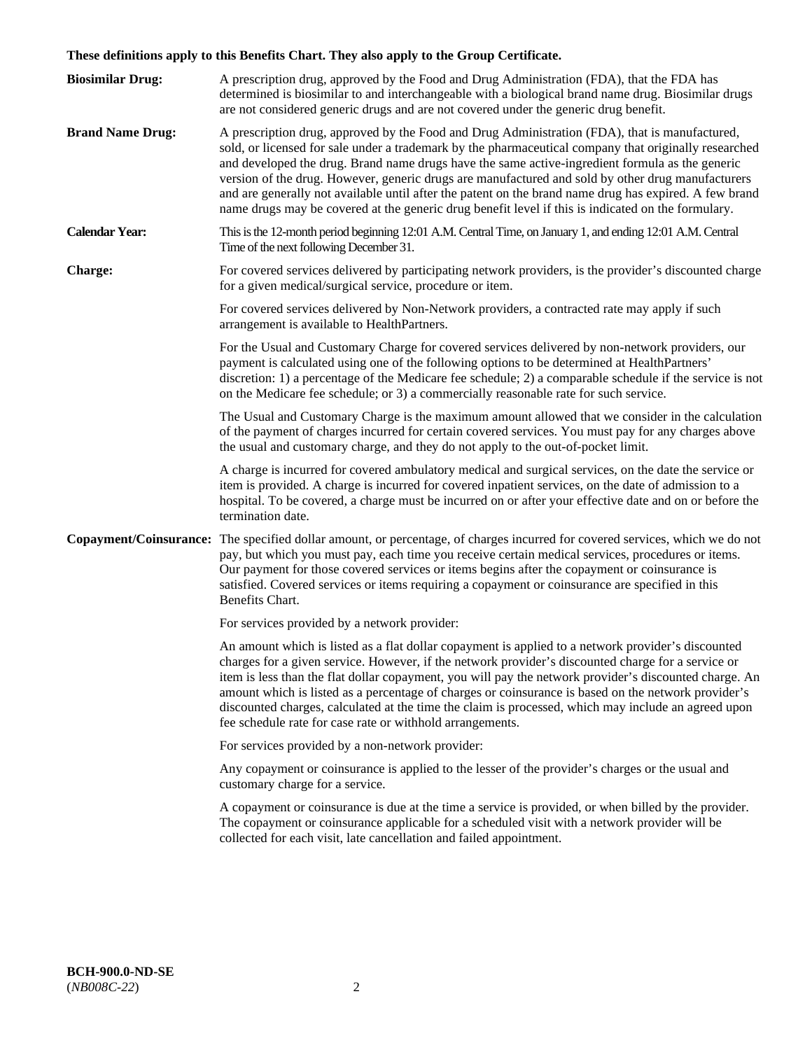**These definitions apply to this Benefits Chart. They also apply to the Group Certificate.**

**Biosimilar Drug:** A prescription drug, approved by the Food and Drug Administration (FDA), that the FDA has determined is biosimilar to and interchangeable with a biological brand name drug. Biosimilar drugs are not considered generic drugs and are not covered under the generic drug benefit.

**Brand Name Drug:** A prescription drug, approved by the Food and Drug Administration (FDA), that is manufactured, sold, or licensed for sale under a trademark by the pharmaceutical company that originally researched and developed the drug. Brand name drugs have the same active-ingredient formula as the generic version of the drug. However, generic drugs are manufactured and sold by other drug manufacturers and are generally not available until after the patent on the brand name drug has expired. A few brand name drugs may be covered at the generic drug benefit level if this is indicated on the formulary.

**Calendar Year:** This is the 12-month period beginning 12:01 A.M. Central Time, on January 1, and ending 12:01 A.M. Central Time of the next following December 31.

**Charge:** For covered services delivered by participating network providers, is the provider's discounted charge for a given medical/surgical service, procedure or item.

For covered services delivered by Non-Network providers, a contracted rate may apply if such arrangement is available to HealthPartners.

For the Usual and Customary Charge for covered services delivered by non-network providers, our payment is calculated using one of the following options to be determined at HealthPartners' discretion: 1) a percentage of the Medicare fee schedule; 2) a comparable schedule if the service is not on the Medicare fee schedule; or 3) a commercially reasonable rate for such service.

The Usual and Customary Charge is the maximum amount allowed that we consider in the calculation of the payment of charges incurred for certain covered services. You must pay for any charges above the usual and customary charge, and they do not apply to the out-of-pocket limit.

A charge is incurred for covered ambulatory medical and surgical services, on the date the service or item is provided. A charge is incurred for covered inpatient services, on the date of admission to a hospital. To be covered, a charge must be incurred on or after your effective date and on or before the termination date.

**Copayment/Coinsurance:** The specified dollar amount, or percentage, of charges incurred for covered services, which we do not pay, but which you must pay, each time you receive certain medical services, procedures or items. Our payment for those covered services or items begins after the copayment or coinsurance is satisfied. Covered services or items requiring a copayment or coinsurance are specified in this Benefits Chart.

For services provided by a network provider:

An amount which is listed as a flat dollar copayment is applied to a network provider's discounted charges for a given service. However, if the network provider's discounted charge for a service or item is less than the flat dollar copayment, you will pay the network provider's discounted charge. An amount which is listed as a percentage of charges or coinsurance is based on the network provider's discounted charges, calculated at the time the claim is processed, which may include an agreed upon fee schedule rate for case rate or withhold arrangements.

For services provided by a non-network provider:

Any copayment or coinsurance is applied to the lesser of the provider's charges or the usual and customary charge for a service.

A copayment or coinsurance is due at the time a service is provided, or when billed by the provider. The copayment or coinsurance applicable for a scheduled visit with a network provider will be collected for each visit, late cancellation and failed appointment.

**BCH-900.0-ND-SE**
(*NB008C-22*)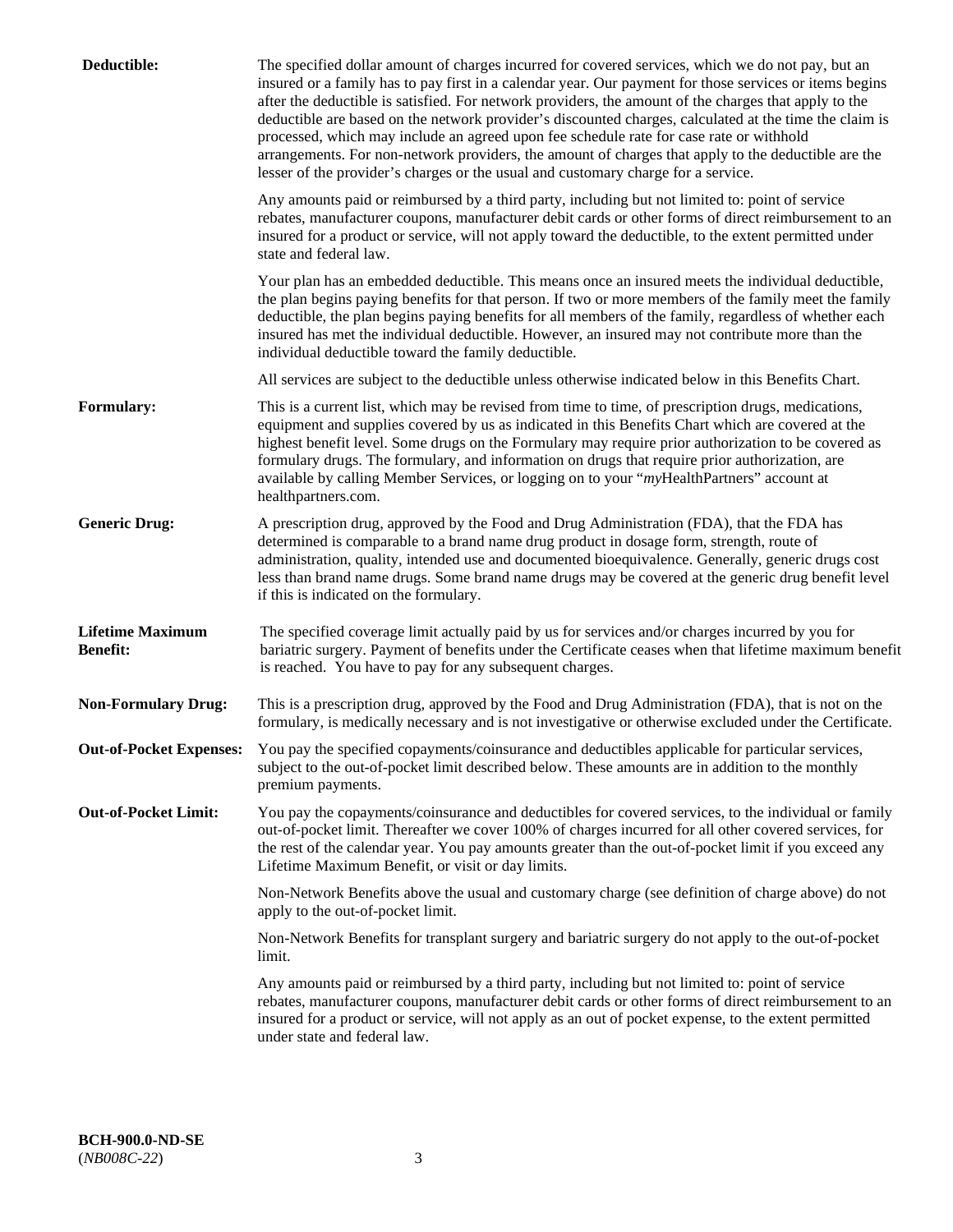**Deductible:** The specified dollar amount of charges incurred for covered services, which we do not pay, but an insured or a family has to pay first in a calendar year. Our payment for those services or items begins after the deductible is satisfied. For network providers, the amount of the charges that apply to the deductible are based on the network provider's discounted charges, calculated at the time the claim is processed, which may include an agreed upon fee schedule rate for case rate or withhold arrangements. For non-network providers, the amount of charges that apply to the deductible are the lesser of the provider's charges or the usual and customary charge for a service.

Any amounts paid or reimbursed by a third party, including but not limited to: point of service rebates, manufacturer coupons, manufacturer debit cards or other forms of direct reimbursement to an insured for a product or service, will not apply toward the deductible, to the extent permitted under state and federal law.

Your plan has an embedded deductible. This means once an insured meets the individual deductible, the plan begins paying benefits for that person. If two or more members of the family meet the family deductible, the plan begins paying benefits for all members of the family, regardless of whether each insured has met the individual deductible. However, an insured may not contribute more than the individual deductible toward the family deductible.

All services are subject to the deductible unless otherwise indicated below in this Benefits Chart.

**Formulary:** This is a current list, which may be revised from time to time, of prescription drugs, medications, equipment and supplies covered by us as indicated in this Benefits Chart which are covered at the highest benefit level. Some drugs on the Formulary may require prior authorization to be covered as formulary drugs. The formulary, and information on drugs that require prior authorization, are available by calling Member Services, or logging on to your "*my*HealthPartners" account at healthpartners.com.

**Generic Drug:** A prescription drug, approved by the Food and Drug Administration (FDA), that the FDA has determined is comparable to a brand name drug product in dosage form, strength, route of administration, quality, intended use and documented bioequivalence. Generally, generic drugs cost less than brand name drugs. Some brand name drugs may be covered at the generic drug benefit level if this is indicated on the formulary.

**Lifetime Maximum Benefit:** The specified coverage limit actually paid by us for services and/or charges incurred by you for bariatric surgery. Payment of benefits under the Certificate ceases when that lifetime maximum benefit is reached. You have to pay for any subsequent charges.

**Non-Formulary Drug:** This is a prescription drug, approved by the Food and Drug Administration (FDA), that is not on the formulary, is medically necessary and is not investigative or otherwise excluded under the Certificate.

**Out-of-Pocket Expenses:** You pay the specified copayments/coinsurance and deductibles applicable for particular services, subject to the out-of-pocket limit described below. These amounts are in addition to the monthly premium payments.

**Out-of-Pocket Limit:** You pay the copayments/coinsurance and deductibles for covered services, to the individual or family out-of-pocket limit. Thereafter we cover 100% of charges incurred for all other covered services, for the rest of the calendar year. You pay amounts greater than the out-of-pocket limit if you exceed any Lifetime Maximum Benefit, or visit or day limits.

Non-Network Benefits above the usual and customary charge (see definition of charge above) do not apply to the out-of-pocket limit.

Non-Network Benefits for transplant surgery and bariatric surgery do not apply to the out-of-pocket limit.

Any amounts paid or reimbursed by a third party, including but not limited to: point of service rebates, manufacturer coupons, manufacturer debit cards or other forms of direct reimbursement to an insured for a product or service, will not apply as an out of pocket expense, to the extent permitted under state and federal law.

**BCH-900.0-ND-SE**
(*NB008C-22*)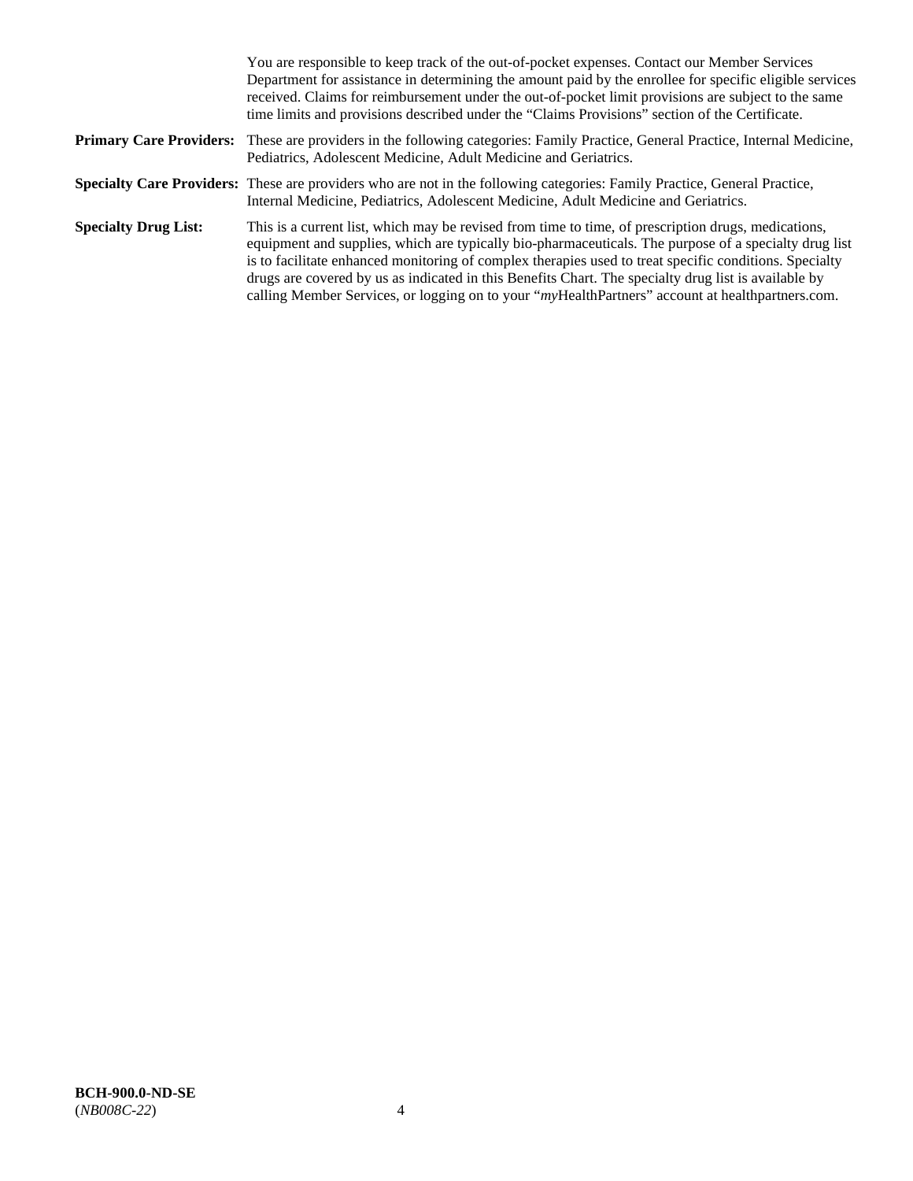You are responsible to keep track of the out-of-pocket expenses. Contact our Member Services Department for assistance in determining the amount paid by the enrollee for specific eligible services received. Claims for reimbursement under the out-of-pocket limit provisions are subject to the same time limits and provisions described under the "Claims Provisions" section of the Certificate.

**Primary Care Providers:** These are providers in the following categories: Family Practice, General Practice, Internal Medicine, Pediatrics, Adolescent Medicine, Adult Medicine and Geriatrics.

**Specialty Care Providers:** These are providers who are not in the following categories: Family Practice, General Practice, Internal Medicine, Pediatrics, Adolescent Medicine, Adult Medicine and Geriatrics.

**Specialty Drug List:** This is a current list, which may be revised from time to time, of prescription drugs, medications, equipment and supplies, which are typically bio-pharmaceuticals. The purpose of a specialty drug list is to facilitate enhanced monitoring of complex therapies used to treat specific conditions. Specialty drugs are covered by us as indicated in this Benefits Chart. The specialty drug list is available by calling Member Services, or logging on to your "*my*HealthPartners" account at healthpartners.com.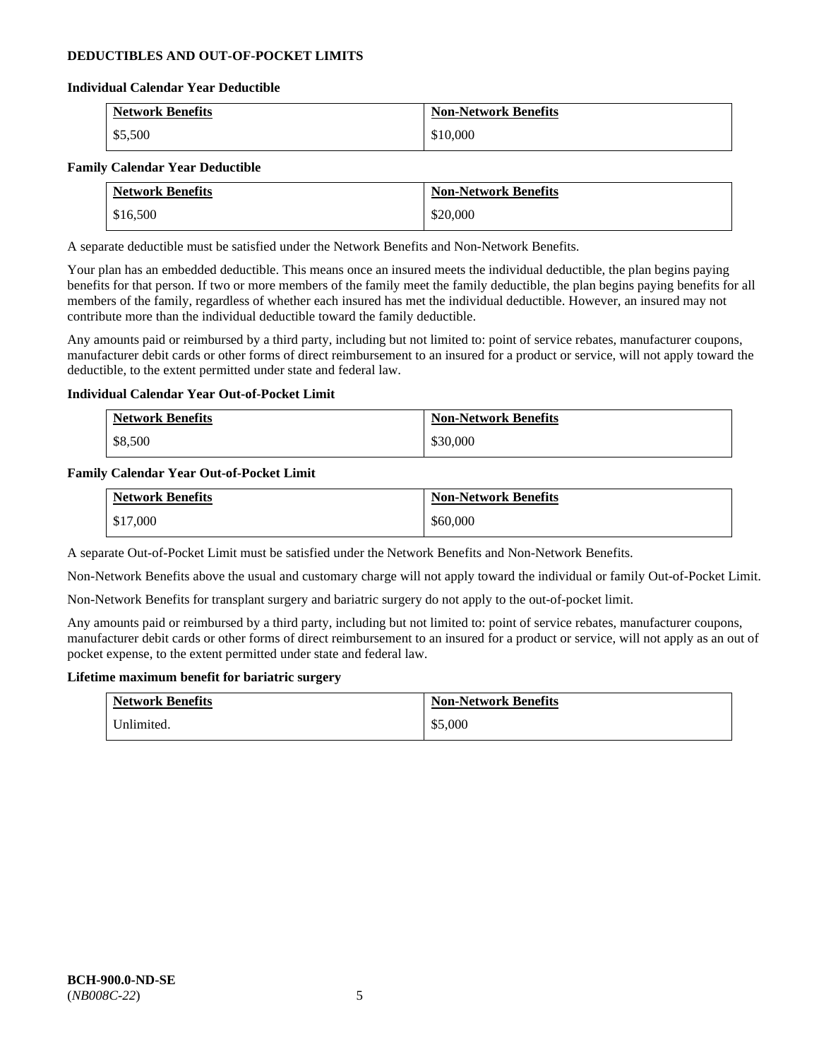## DEDUCTIBLES AND OUT-OF-POCKET LIMITS

### Individual Calendar Year Deductible

| Network Benefits | Non-Network Benefits |
|---|---|
| $5,500 | $10,000 |

### Family Calendar Year Deductible

| Network Benefits | Non-Network Benefits |
|---|---|
| $16,500 | $20,000 |

A separate deductible must be satisfied under the Network Benefits and Non-Network Benefits.

Your plan has an embedded deductible. This means once an insured meets the individual deductible, the plan begins paying benefits for that person. If two or more members of the family meet the family deductible, the plan begins paying benefits for all members of the family, regardless of whether each insured has met the individual deductible. However, an insured may not contribute more than the individual deductible toward the family deductible.

Any amounts paid or reimbursed by a third party, including but not limited to: point of service rebates, manufacturer coupons, manufacturer debit cards or other forms of direct reimbursement to an insured for a product or service, will not apply toward the deductible, to the extent permitted under state and federal law.

### Individual Calendar Year Out-of-Pocket Limit

| Network Benefits | Non-Network Benefits |
|---|---|
| $8,500 | $30,000 |

### Family Calendar Year Out-of-Pocket Limit

| Network Benefits | Non-Network Benefits |
|---|---|
| $17,000 | $60,000 |

A separate Out-of-Pocket Limit must be satisfied under the Network Benefits and Non-Network Benefits.

Non-Network Benefits above the usual and customary charge will not apply toward the individual or family Out-of-Pocket Limit.

Non-Network Benefits for transplant surgery and bariatric surgery do not apply to the out-of-pocket limit.

Any amounts paid or reimbursed by a third party, including but not limited to: point of service rebates, manufacturer coupons, manufacturer debit cards or other forms of direct reimbursement to an insured for a product or service, will not apply as an out of pocket expense, to the extent permitted under state and federal law.

### Lifetime maximum benefit for bariatric surgery

| Network Benefits | Non-Network Benefits |
|---|---|
| Unlimited. | $5,000 |

**BCH-900.0-ND-SE**
(*NB008C-22*)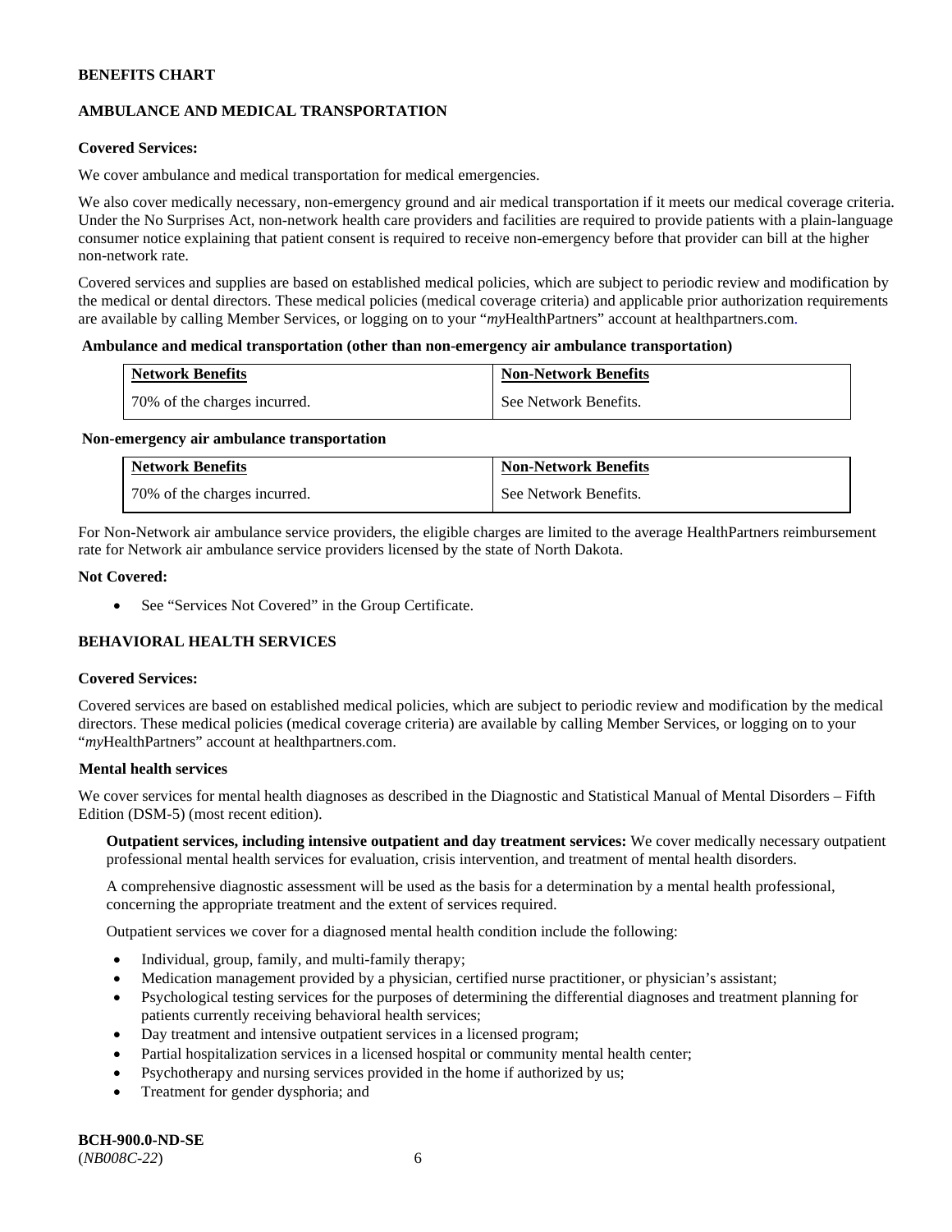**BENEFITS CHART**

**AMBULANCE AND MEDICAL TRANSPORTATION**

**Covered Services:**

We cover ambulance and medical transportation for medical emergencies.

We also cover medically necessary, non-emergency ground and air medical transportation if it meets our medical coverage criteria. Under the No Surprises Act, non-network health care providers and facilities are required to provide patients with a plain-language consumer notice explaining that patient consent is required to receive non-emergency before that provider can bill at the higher non-network rate.

Covered services and supplies are based on established medical policies, which are subject to periodic review and modification by the medical or dental directors. These medical policies (medical coverage criteria) and applicable prior authorization requirements are available by calling Member Services, or logging on to your "*my*HealthPartners" account at healthpartners.com.

**Ambulance and medical transportation (other than non-emergency air ambulance transportation)**

| Network Benefits | Non-Network Benefits |
| --- | --- |
| 70% of the charges incurred. | See Network Benefits. |

**Non-emergency air ambulance transportation**

| Network Benefits | Non-Network Benefits |
| --- | --- |
| 70% of the charges incurred. | See Network Benefits. |

For Non-Network air ambulance service providers, the eligible charges are limited to the average HealthPartners reimbursement rate for Network air ambulance service providers licensed by the state of North Dakota.

**Not Covered:**

- See "Services Not Covered" in the Group Certificate.

**BEHAVIORAL HEALTH SERVICES**

**Covered Services:**

Covered services are based on established medical policies, which are subject to periodic review and modification by the medical directors. These medical policies (medical coverage criteria) are available by calling Member Services, or logging on to your "*my*HealthPartners" account at healthpartners.com.

**Mental health services**

We cover services for mental health diagnoses as described in the Diagnostic and Statistical Manual of Mental Disorders – Fifth Edition (DSM-5) (most recent edition).

**Outpatient services, including intensive outpatient and day treatment services:** We cover medically necessary outpatient professional mental health services for evaluation, crisis intervention, and treatment of mental health disorders.

A comprehensive diagnostic assessment will be used as the basis for a determination by a mental health professional, concerning the appropriate treatment and the extent of services required.

Outpatient services we cover for a diagnosed mental health condition include the following:

- Individual, group, family, and multi-family therapy;
- Medication management provided by a physician, certified nurse practitioner, or physician's assistant;
- Psychological testing services for the purposes of determining the differential diagnoses and treatment planning for patients currently receiving behavioral health services;
- Day treatment and intensive outpatient services in a licensed program;
- Partial hospitalization services in a licensed hospital or community mental health center;
- Psychotherapy and nursing services provided in the home if authorized by us;
- Treatment for gender dysphoria; and

**BCH-900.0-ND-SE**
(*NB008C-22*)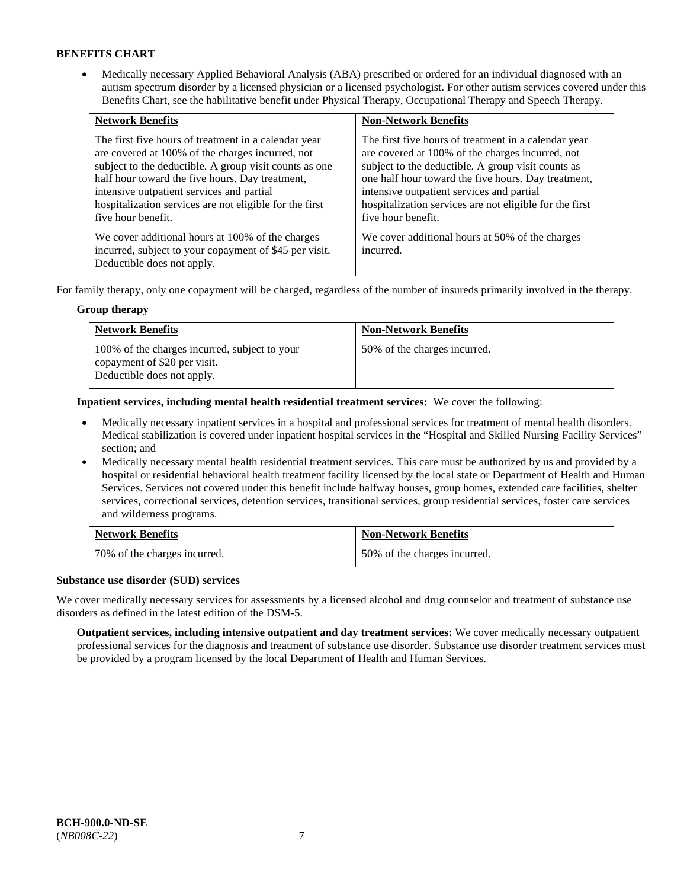**BENEFITS CHART**

- Medically necessary Applied Behavioral Analysis (ABA) prescribed or ordered for an individual diagnosed with an autism spectrum disorder by a licensed physician or a licensed psychologist. For other autism services covered under this Benefits Chart, see the habilitative benefit under Physical Therapy, Occupational Therapy and Speech Therapy.

| Network Benefits | Non-Network Benefits |
|---|---|
| The first five hours of treatment in a calendar year are covered at 100% of the charges incurred, not subject to the deductible. A group visit counts as one half hour toward the five hours. Day treatment, intensive outpatient services and partial hospitalization services are not eligible for the first five hour benefit.<br><br>We cover additional hours at 100% of the charges incurred, subject to your copayment of $45 per visit. Deductible does not apply. | The first five hours of treatment in a calendar year are covered at 100% of the charges incurred, not subject to the deductible. A group visit counts as one half hour toward the five hours. Day treatment, intensive outpatient services and partial hospitalization services are not eligible for the first five hour benefit.<br><br>We cover additional hours at 50% of the charges incurred. |

For family therapy, only one copayment will be charged, regardless of the number of insureds primarily involved in the therapy.

**Group therapy**

| Network Benefits | Non-Network Benefits |
|---|---|
| 100% of the charges incurred, subject to your copayment of $20 per visit. Deductible does not apply. | 50% of the charges incurred. |

**Inpatient services, including mental health residential treatment services:** We cover the following:

- Medically necessary inpatient services in a hospital and professional services for treatment of mental health disorders. Medical stabilization is covered under inpatient hospital services in the "Hospital and Skilled Nursing Facility Services" section; and
- Medically necessary mental health residential treatment services. This care must be authorized by us and provided by a hospital or residential behavioral health treatment facility licensed by the local state or Department of Health and Human Services. Services not covered under this benefit include halfway houses, group homes, extended care facilities, shelter services, correctional services, detention services, transitional services, group residential services, foster care services and wilderness programs.

| Network Benefits | Non-Network Benefits |
|---|---|
| 70% of the charges incurred. | 50% of the charges incurred. |

**Substance use disorder (SUD) services**

We cover medically necessary services for assessments by a licensed alcohol and drug counselor and treatment of substance use disorders as defined in the latest edition of the DSM-5.

**Outpatient services, including intensive outpatient and day treatment services:** We cover medically necessary outpatient professional services for the diagnosis and treatment of substance use disorder. Substance use disorder treatment services must be provided by a program licensed by the local Department of Health and Human Services.

**BCH-900.0-ND-SE**
(*NB008C-22*)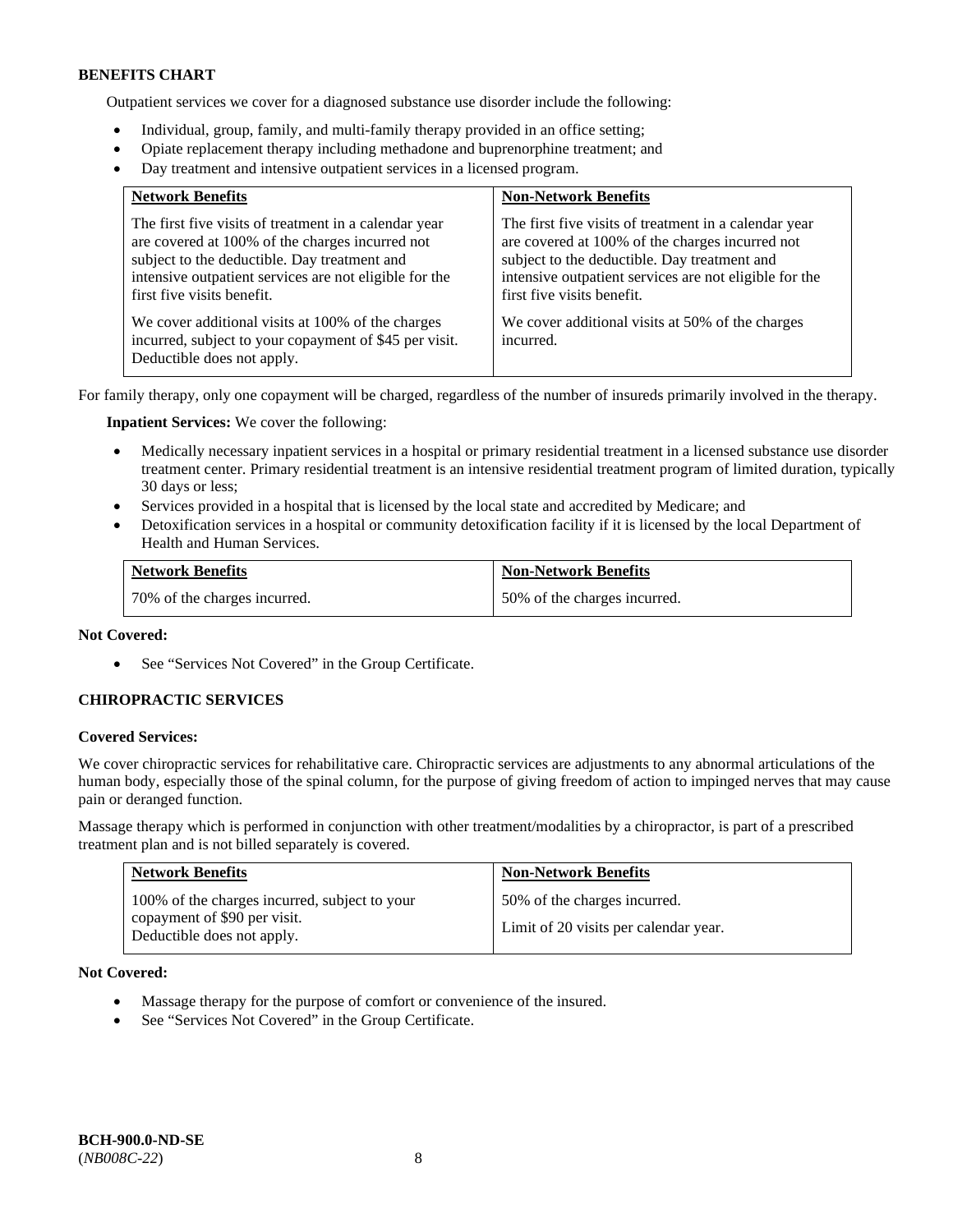**BENEFITS CHART**

Outpatient services we cover for a diagnosed substance use disorder include the following:

- Individual, group, family, and multi-family therapy provided in an office setting;
- Opiate replacement therapy including methadone and buprenorphine treatment; and
- Day treatment and intensive outpatient services in a licensed program.

| Network Benefits | Non-Network Benefits |
|---|---|
| The first five visits of treatment in a calendar year are covered at 100% of the charges incurred not subject to the deductible. Day treatment and intensive outpatient services are not eligible for the first five visits benefit.<br><br>We cover additional visits at 100% of the charges incurred, subject to your copayment of $45 per visit. Deductible does not apply. | The first five visits of treatment in a calendar year are covered at 100% of the charges incurred not subject to the deductible. Day treatment and intensive outpatient services are not eligible for the first five visits benefit.<br><br>We cover additional visits at 50% of the charges incurred. |

For family therapy, only one copayment will be charged, regardless of the number of insureds primarily involved in the therapy.

**Inpatient Services:** We cover the following:

- Medically necessary inpatient services in a hospital or primary residential treatment in a licensed substance use disorder treatment center. Primary residential treatment is an intensive residential treatment program of limited duration, typically 30 days or less;
- Services provided in a hospital that is licensed by the local state and accredited by Medicare; and
- Detoxification services in a hospital or community detoxification facility if it is licensed by the local Department of Health and Human Services.

| Network Benefits | Non-Network Benefits |
|---|---|
| 70% of the charges incurred. | 50% of the charges incurred. |

**Not Covered:**

- See "Services Not Covered" in the Group Certificate.

**CHIROPRACTIC SERVICES**

**Covered Services:**

We cover chiropractic services for rehabilitative care. Chiropractic services are adjustments to any abnormal articulations of the human body, especially those of the spinal column, for the purpose of giving freedom of action to impinged nerves that may cause pain or deranged function.

Massage therapy which is performed in conjunction with other treatment/modalities by a chiropractor, is part of a prescribed treatment plan and is not billed separately is covered.

| Network Benefits | Non-Network Benefits |
|---|---|
| 100% of the charges incurred, subject to your copayment of $90 per visit. Deductible does not apply. | 50% of the charges incurred.<br><br>Limit of 20 visits per calendar year. |

**Not Covered:**

- Massage therapy for the purpose of comfort or convenience of the insured.
- See "Services Not Covered" in the Group Certificate.

**BCH-900.0-ND-SE**
(*NB008C-22*)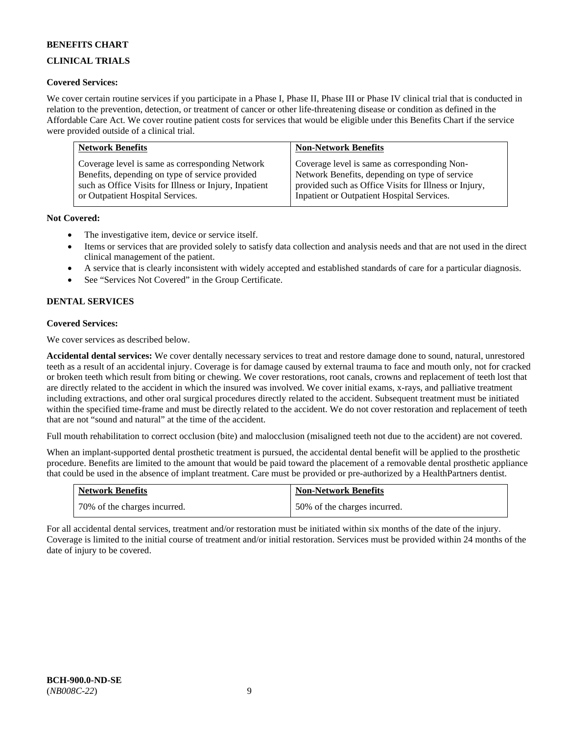**BENEFITS CHART**

**CLINICAL TRIALS**

**Covered Services:**

We cover certain routine services if you participate in a Phase I, Phase II, Phase III or Phase IV clinical trial that is conducted in relation to the prevention, detection, or treatment of cancer or other life-threatening disease or condition as defined in the Affordable Care Act. We cover routine patient costs for services that would be eligible under this Benefits Chart if the service were provided outside of a clinical trial.

| Network Benefits | Non-Network Benefits |
| --- | --- |
| Coverage level is same as corresponding Network Benefits, depending on type of service provided such as Office Visits for Illness or Injury, Inpatient or Outpatient Hospital Services. | Coverage level is same as corresponding Non-Network Benefits, depending on type of service provided such as Office Visits for Illness or Injury, Inpatient or Outpatient Hospital Services. |

**Not Covered:**

- The investigative item, device or service itself.
- Items or services that are provided solely to satisfy data collection and analysis needs and that are not used in the direct clinical management of the patient.
- A service that is clearly inconsistent with widely accepted and established standards of care for a particular diagnosis.
- See "Services Not Covered" in the Group Certificate.

**DENTAL SERVICES**

**Covered Services:**

We cover services as described below.

**Accidental dental services:** We cover dentally necessary services to treat and restore damage done to sound, natural, unrestored teeth as a result of an accidental injury. Coverage is for damage caused by external trauma to face and mouth only, not for cracked or broken teeth which result from biting or chewing. We cover restorations, root canals, crowns and replacement of teeth lost that are directly related to the accident in which the insured was involved. We cover initial exams, x-rays, and palliative treatment including extractions, and other oral surgical procedures directly related to the accident. Subsequent treatment must be initiated within the specified time-frame and must be directly related to the accident. We do not cover restoration and replacement of teeth that are not "sound and natural" at the time of the accident.

Full mouth rehabilitation to correct occlusion (bite) and malocclusion (misaligned teeth not due to the accident) are not covered.

When an implant-supported dental prosthetic treatment is pursued, the accidental dental benefit will be applied to the prosthetic procedure. Benefits are limited to the amount that would be paid toward the placement of a removable dental prosthetic appliance that could be used in the absence of implant treatment. Care must be provided or pre-authorized by a HealthPartners dentist.

| Network Benefits | Non-Network Benefits |
| --- | --- |
| 70% of the charges incurred. | 50% of the charges incurred. |

For all accidental dental services, treatment and/or restoration must be initiated within six months of the date of the injury. Coverage is limited to the initial course of treatment and/or initial restoration. Services must be provided within 24 months of the date of injury to be covered.

**BCH-900.0-ND-SE**
(*NB008C-22*)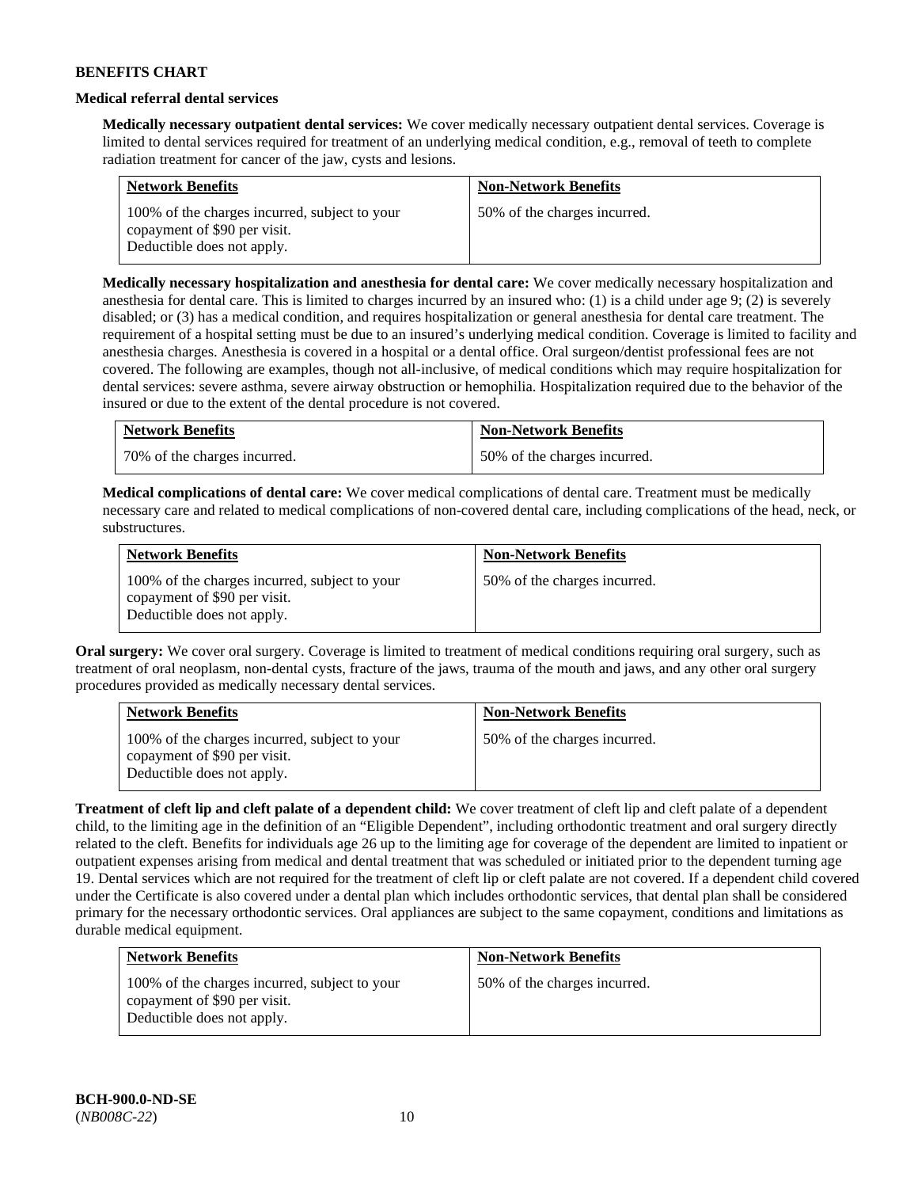**BENEFITS CHART**

**Medical referral dental services**

**Medically necessary outpatient dental services:** We cover medically necessary outpatient dental services. Coverage is limited to dental services required for treatment of an underlying medical condition, e.g., removal of teeth to complete radiation treatment for cancer of the jaw, cysts and lesions.

| Network Benefits | Non-Network Benefits |
|---|---|
| 100% of the charges incurred, subject to your copayment of $90 per visit. Deductible does not apply. | 50% of the charges incurred. |

**Medically necessary hospitalization and anesthesia for dental care:** We cover medically necessary hospitalization and anesthesia for dental care. This is limited to charges incurred by an insured who: (1) is a child under age 9; (2) is severely disabled; or (3) has a medical condition, and requires hospitalization or general anesthesia for dental care treatment. The requirement of a hospital setting must be due to an insured's underlying medical condition. Coverage is limited to facility and anesthesia charges. Anesthesia is covered in a hospital or a dental office. Oral surgeon/dentist professional fees are not covered. The following are examples, though not all-inclusive, of medical conditions which may require hospitalization for dental services: severe asthma, severe airway obstruction or hemophilia. Hospitalization required due to the behavior of the insured or due to the extent of the dental procedure is not covered.

| Network Benefits | Non-Network Benefits |
|---|---|
| 70% of the charges incurred. | 50% of the charges incurred. |

**Medical complications of dental care:** We cover medical complications of dental care. Treatment must be medically necessary care and related to medical complications of non-covered dental care, including complications of the head, neck, or substructures.

| Network Benefits | Non-Network Benefits |
|---|---|
| 100% of the charges incurred, subject to your copayment of $90 per visit. Deductible does not apply. | 50% of the charges incurred. |

**Oral surgery:** We cover oral surgery. Coverage is limited to treatment of medical conditions requiring oral surgery, such as treatment of oral neoplasm, non-dental cysts, fracture of the jaws, trauma of the mouth and jaws, and any other oral surgery procedures provided as medically necessary dental services.

| Network Benefits | Non-Network Benefits |
|---|---|
| 100% of the charges incurred, subject to your copayment of $90 per visit. Deductible does not apply. | 50% of the charges incurred. |

**Treatment of cleft lip and cleft palate of a dependent child:** We cover treatment of cleft lip and cleft palate of a dependent child, to the limiting age in the definition of an "Eligible Dependent", including orthodontic treatment and oral surgery directly related to the cleft. Benefits for individuals age 26 up to the limiting age for coverage of the dependent are limited to inpatient or outpatient expenses arising from medical and dental treatment that was scheduled or initiated prior to the dependent turning age 19. Dental services which are not required for the treatment of cleft lip or cleft palate are not covered. If a dependent child covered under the Certificate is also covered under a dental plan which includes orthodontic services, that dental plan shall be considered primary for the necessary orthodontic services. Oral appliances are subject to the same copayment, conditions and limitations as durable medical equipment.

| Network Benefits | Non-Network Benefits |
|---|---|
| 100% of the charges incurred, subject to your copayment of $90 per visit. Deductible does not apply. | 50% of the charges incurred. |

**BCH-900.0-ND-SE**
(*NB008C-22*)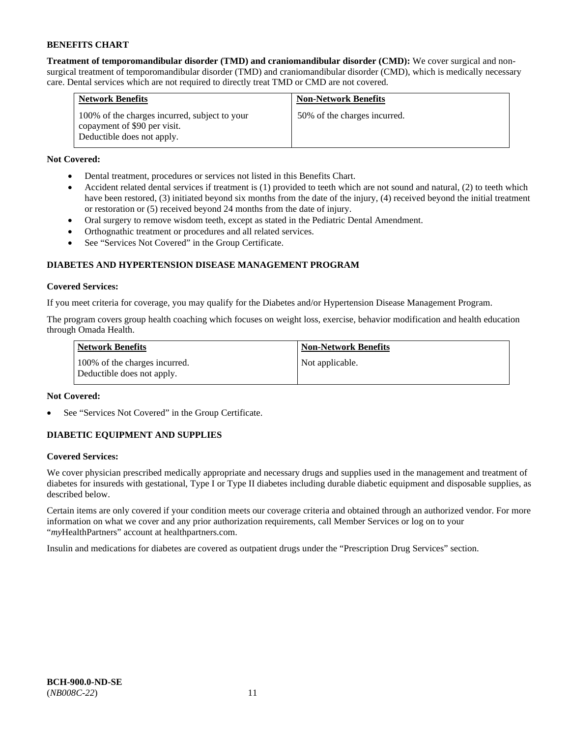**BENEFITS CHART**

**Treatment of temporomandibular disorder (TMD) and craniomandibular disorder (CMD):** We cover surgical and non-surgical treatment of temporomandibular disorder (TMD) and craniomandibular disorder (CMD), which is medically necessary care. Dental services which are not required to directly treat TMD or CMD are not covered.

| Network Benefits | Non-Network Benefits |
| --- | --- |
| 100% of the charges incurred, subject to your copayment of $90 per visit. Deductible does not apply. | 50% of the charges incurred. |

**Not Covered:**

- Dental treatment, procedures or services not listed in this Benefits Chart.
- Accident related dental services if treatment is (1) provided to teeth which are not sound and natural, (2) to teeth which have been restored, (3) initiated beyond six months from the date of the injury, (4) received beyond the initial treatment or restoration or (5) received beyond 24 months from the date of injury.
- Oral surgery to remove wisdom teeth, except as stated in the Pediatric Dental Amendment.
- Orthognathic treatment or procedures and all related services.
- See "Services Not Covered" in the Group Certificate.

## DIABETES AND HYPERTENSION DISEASE MANAGEMENT PROGRAM

**Covered Services:**

If you meet criteria for coverage, you may qualify for the Diabetes and/or Hypertension Disease Management Program.

The program covers group health coaching which focuses on weight loss, exercise, behavior modification and health education through Omada Health.

| Network Benefits | Non-Network Benefits |
| --- | --- |
| 100% of the charges incurred. Deductible does not apply. | Not applicable. |

**Not Covered:**

- See "Services Not Covered" in the Group Certificate.

## DIABETIC EQUIPMENT AND SUPPLIES

**Covered Services:**

We cover physician prescribed medically appropriate and necessary drugs and supplies used in the management and treatment of diabetes for insureds with gestational, Type I or Type II diabetes including durable diabetic equipment and disposable supplies, as described below.

Certain items are only covered if your condition meets our coverage criteria and obtained through an authorized vendor. For more information on what we cover and any prior authorization requirements, call Member Services or log on to your "*my*HealthPartners" account at healthpartners.com.

Insulin and medications for diabetes are covered as outpatient drugs under the "Prescription Drug Services" section.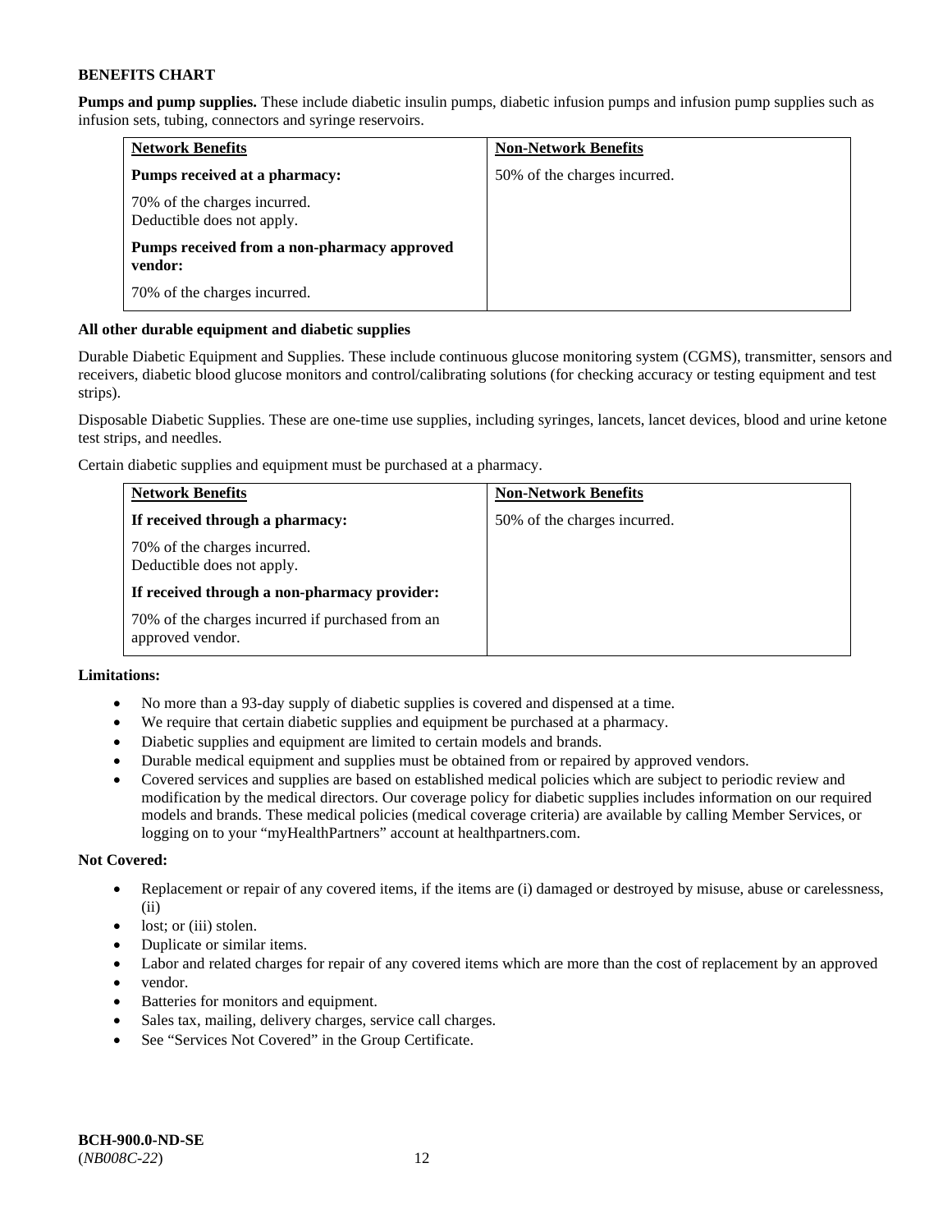**BENEFITS CHART**

**Pumps and pump supplies.** These include diabetic insulin pumps, diabetic infusion pumps and infusion pump supplies such as infusion sets, tubing, connectors and syringe reservoirs.

| Network Benefits | Non-Network Benefits |
|---|---|
| **Pumps received at a pharmacy:**<br>70% of the charges incurred.<br>Deductible does not apply.<br>**Pumps received from a non-pharmacy approved vendor:**<br>70% of the charges incurred. | 50% of the charges incurred. |

**All other durable equipment and diabetic supplies**

Durable Diabetic Equipment and Supplies. These include continuous glucose monitoring system (CGMS), transmitter, sensors and receivers, diabetic blood glucose monitors and control/calibrating solutions (for checking accuracy or testing equipment and test strips).

Disposable Diabetic Supplies. These are one-time use supplies, including syringes, lancets, lancet devices, blood and urine ketone test strips, and needles.

Certain diabetic supplies and equipment must be purchased at a pharmacy.

| Network Benefits | Non-Network Benefits |
|---|---|
| **If received through a pharmacy:**<br>70% of the charges incurred.<br>Deductible does not apply.<br>**If received through a non-pharmacy provider:**<br>70% of the charges incurred if purchased from an approved vendor. | 50% of the charges incurred. |

**Limitations:**

- No more than a 93-day supply of diabetic supplies is covered and dispensed at a time.
- We require that certain diabetic supplies and equipment be purchased at a pharmacy.
- Diabetic supplies and equipment are limited to certain models and brands.
- Durable medical equipment and supplies must be obtained from or repaired by approved vendors.
- Covered services and supplies are based on established medical policies which are subject to periodic review and modification by the medical directors. Our coverage policy for diabetic supplies includes information on our required models and brands. These medical policies (medical coverage criteria) are available by calling Member Services, or logging on to your "myHealthPartners" account at healthpartners.com.

**Not Covered:**

- Replacement or repair of any covered items, if the items are (i) damaged or destroyed by misuse, abuse or carelessness, (ii)
- lost; or (iii) stolen.
- Duplicate or similar items.
- Labor and related charges for repair of any covered items which are more than the cost of replacement by an approved
- vendor.
- Batteries for monitors and equipment.
- Sales tax, mailing, delivery charges, service call charges.
- See "Services Not Covered" in the Group Certificate.

**BCH-900.0-ND-SE**
(*NB008C-22*)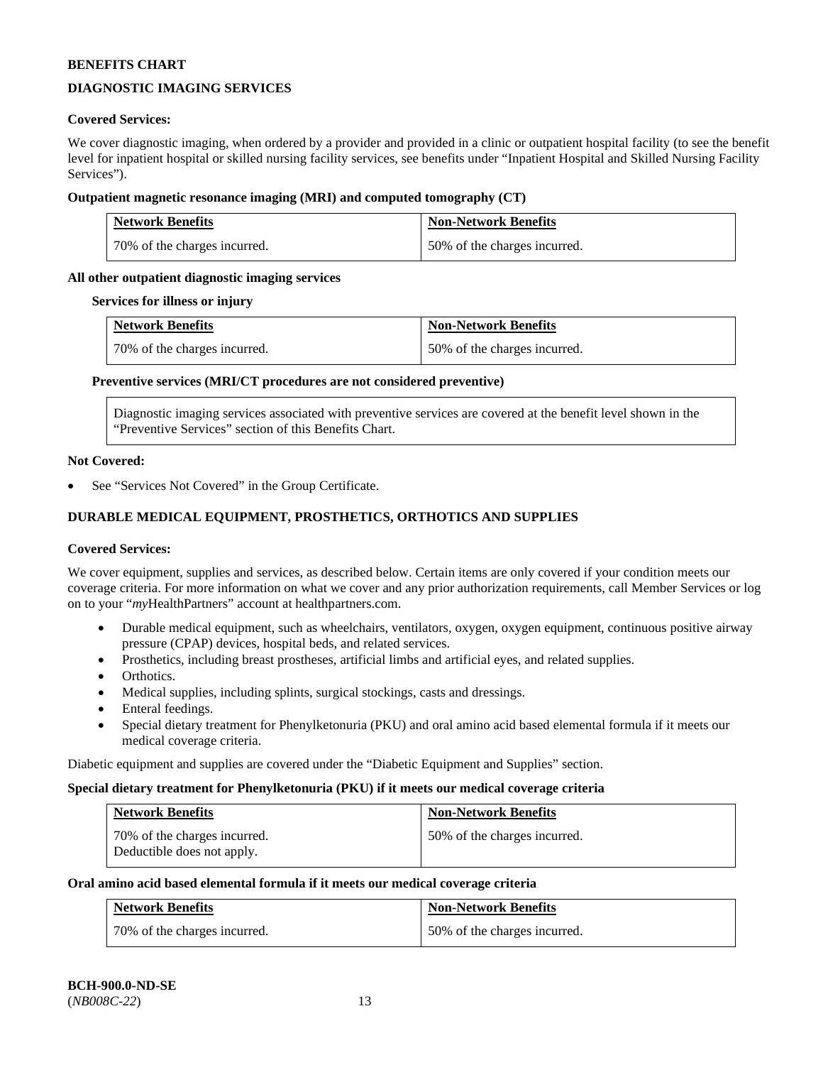**BENEFITS CHART**

**DIAGNOSTIC IMAGING SERVICES**

**Covered Services:**

We cover diagnostic imaging, when ordered by a provider and provided in a clinic or outpatient hospital facility (to see the benefit level for inpatient hospital or skilled nursing facility services, see benefits under "Inpatient Hospital and Skilled Nursing Facility Services").

**Outpatient magnetic resonance imaging (MRI) and computed tomography (CT)**

| Network Benefits | Non-Network Benefits |
|---|---|
| 70% of the charges incurred. | 50% of the charges incurred. |

**All other outpatient diagnostic imaging services**

**Services for illness or injury**

| Network Benefits | Non-Network Benefits |
|---|---|
| 70% of the charges incurred. | 50% of the charges incurred. |

**Preventive services (MRI/CT procedures are not considered preventive)**

Diagnostic imaging services associated with preventive services are covered at the benefit level shown in the "Preventive Services" section of this Benefits Chart.

**Not Covered:**

- See "Services Not Covered" in the Group Certificate.

**DURABLE MEDICAL EQUIPMENT, PROSTHETICS, ORTHOTICS AND SUPPLIES**

**Covered Services:**

We cover equipment, supplies and services, as described below. Certain items are only covered if your condition meets our coverage criteria. For more information on what we cover and any prior authorization requirements, call Member Services or log on to your "*my*HealthPartners" account at healthpartners.com.

- Durable medical equipment, such as wheelchairs, ventilators, oxygen, oxygen equipment, continuous positive airway pressure (CPAP) devices, hospital beds, and related services.
- Prosthetics, including breast prostheses, artificial limbs and artificial eyes, and related supplies.
- Orthotics.
- Medical supplies, including splints, surgical stockings, casts and dressings.
- Enteral feedings.
- Special dietary treatment for Phenylketonuria (PKU) and oral amino acid based elemental formula if it meets our medical coverage criteria.

Diabetic equipment and supplies are covered under the "Diabetic Equipment and Supplies" section.

**Special dietary treatment for Phenylketonuria (PKU) if it meets our medical coverage criteria**

| Network Benefits | Non-Network Benefits |
|---|---|
| 70% of the charges incurred. Deductible does not apply. | 50% of the charges incurred. |

**Oral amino acid based elemental formula if it meets our medical coverage criteria**

| Network Benefits | Non-Network Benefits |
|---|---|
| 70% of the charges incurred. | 50% of the charges incurred. |

**BCH-900.0-ND-SE**
(*NB008C-22*)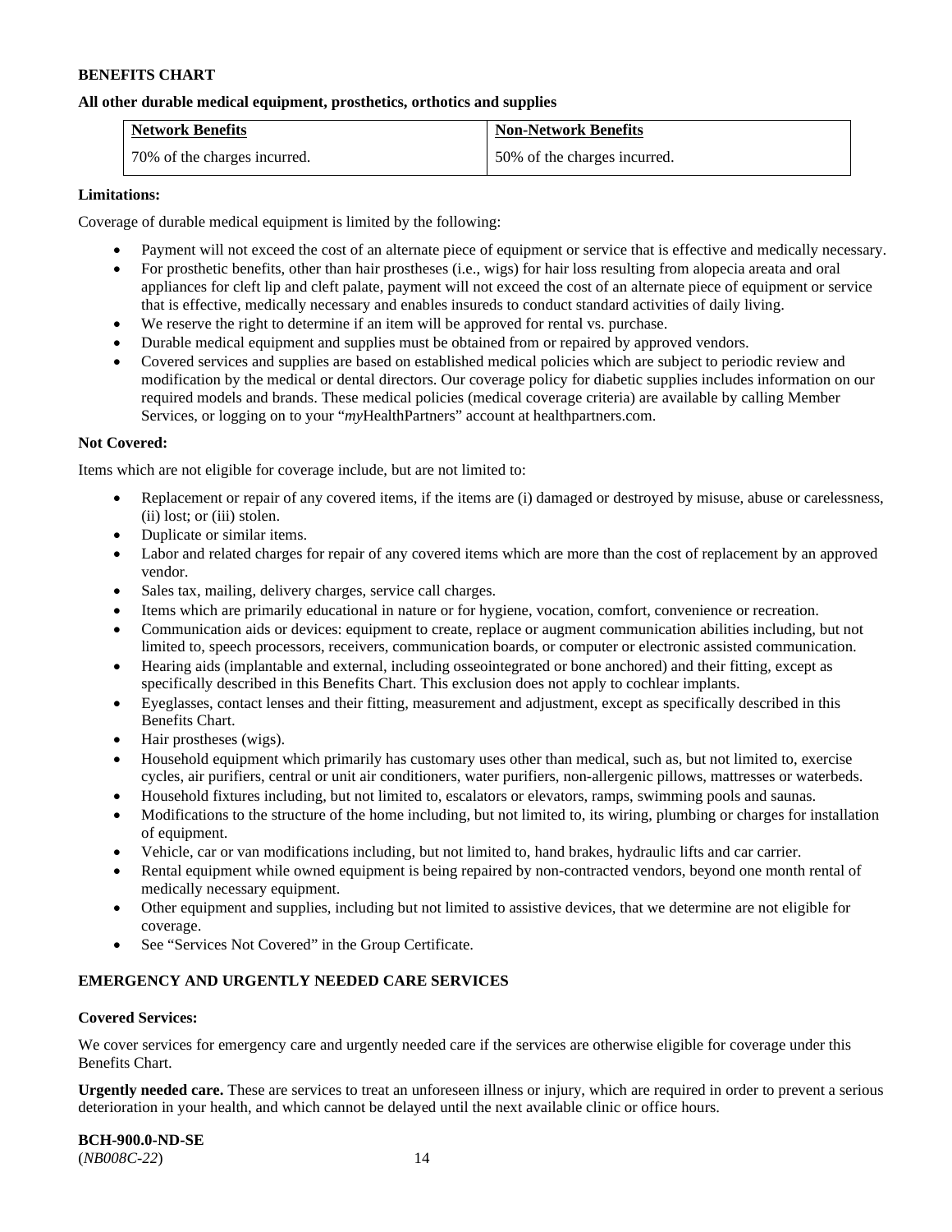**BENEFITS CHART**

**All other durable medical equipment, prosthetics, orthotics and supplies**

| Network Benefits | Non-Network Benefits |
|---|---|
| 70% of the charges incurred. | 50% of the charges incurred. |

**Limitations:**

Coverage of durable medical equipment is limited by the following:

- Payment will not exceed the cost of an alternate piece of equipment or service that is effective and medically necessary.
- For prosthetic benefits, other than hair prostheses (i.e., wigs) for hair loss resulting from alopecia areata and oral appliances for cleft lip and cleft palate, payment will not exceed the cost of an alternate piece of equipment or service that is effective, medically necessary and enables insureds to conduct standard activities of daily living.
- We reserve the right to determine if an item will be approved for rental vs. purchase.
- Durable medical equipment and supplies must be obtained from or repaired by approved vendors.
- Covered services and supplies are based on established medical policies which are subject to periodic review and modification by the medical or dental directors. Our coverage policy for diabetic supplies includes information on our required models and brands. These medical policies (medical coverage criteria) are available by calling Member Services, or logging on to your "*my*HealthPartners" account at healthpartners.com.

**Not Covered:**

Items which are not eligible for coverage include, but are not limited to:

- Replacement or repair of any covered items, if the items are (i) damaged or destroyed by misuse, abuse or carelessness, (ii) lost; or (iii) stolen.
- Duplicate or similar items.
- Labor and related charges for repair of any covered items which are more than the cost of replacement by an approved vendor.
- Sales tax, mailing, delivery charges, service call charges.
- Items which are primarily educational in nature or for hygiene, vocation, comfort, convenience or recreation.
- Communication aids or devices: equipment to create, replace or augment communication abilities including, but not limited to, speech processors, receivers, communication boards, or computer or electronic assisted communication.
- Hearing aids (implantable and external, including osseointegrated or bone anchored) and their fitting, except as specifically described in this Benefits Chart. This exclusion does not apply to cochlear implants.
- Eyeglasses, contact lenses and their fitting, measurement and adjustment, except as specifically described in this Benefits Chart.
- Hair prostheses (wigs).
- Household equipment which primarily has customary uses other than medical, such as, but not limited to, exercise cycles, air purifiers, central or unit air conditioners, water purifiers, non-allergenic pillows, mattresses or waterbeds.
- Household fixtures including, but not limited to, escalators or elevators, ramps, swimming pools and saunas.
- Modifications to the structure of the home including, but not limited to, its wiring, plumbing or charges for installation of equipment.
- Vehicle, car or van modifications including, but not limited to, hand brakes, hydraulic lifts and car carrier.
- Rental equipment while owned equipment is being repaired by non-contracted vendors, beyond one month rental of medically necessary equipment.
- Other equipment and supplies, including but not limited to assistive devices, that we determine are not eligible for coverage.
- See "Services Not Covered" in the Group Certificate.

**EMERGENCY AND URGENTLY NEEDED CARE SERVICES**

**Covered Services:**

We cover services for emergency care and urgently needed care if the services are otherwise eligible for coverage under this Benefits Chart.

**Urgently needed care.** These are services to treat an unforeseen illness or injury, which are required in order to prevent a serious deterioration in your health, and which cannot be delayed until the next available clinic or office hours.

**BCH-900.0-ND-SE**
(*NB008C-22*)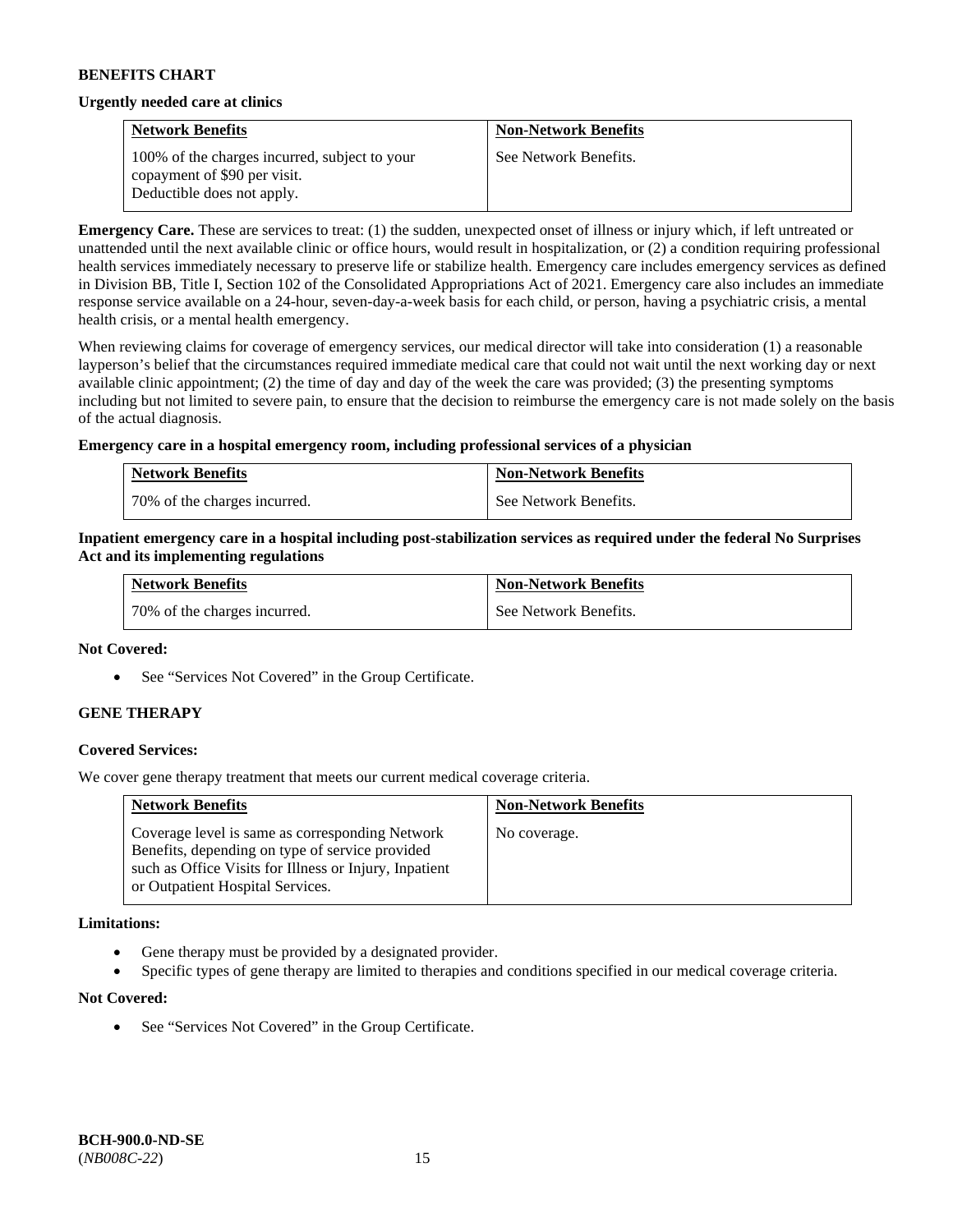**BENEFITS CHART**

**Urgently needed care at clinics**

| Network Benefits | Non-Network Benefits |
|---|---|
| 100% of the charges incurred, subject to your copayment of $90 per visit. Deductible does not apply. | See Network Benefits. |

**Emergency Care.** These are services to treat: (1) the sudden, unexpected onset of illness or injury which, if left untreated or unattended until the next available clinic or office hours, would result in hospitalization, or (2) a condition requiring professional health services immediately necessary to preserve life or stabilize health. Emergency care includes emergency services as defined in Division BB, Title I, Section 102 of the Consolidated Appropriations Act of 2021. Emergency care also includes an immediate response service available on a 24-hour, seven-day-a-week basis for each child, or person, having a psychiatric crisis, a mental health crisis, or a mental health emergency.

When reviewing claims for coverage of emergency services, our medical director will take into consideration (1) a reasonable layperson's belief that the circumstances required immediate medical care that could not wait until the next working day or next available clinic appointment; (2) the time of day and day of the week the care was provided; (3) the presenting symptoms including but not limited to severe pain, to ensure that the decision to reimburse the emergency care is not made solely on the basis of the actual diagnosis.

**Emergency care in a hospital emergency room, including professional services of a physician**

| Network Benefits | Non-Network Benefits |
|---|---|
| 70% of the charges incurred. | See Network Benefits. |

**Inpatient emergency care in a hospital including post-stabilization services as required under the federal No Surprises Act and its implementing regulations**

| Network Benefits | Non-Network Benefits |
|---|---|
| 70% of the charges incurred. | See Network Benefits. |

**Not Covered:**

- See "Services Not Covered" in the Group Certificate.

**GENE THERAPY**

**Covered Services:**

We cover gene therapy treatment that meets our current medical coverage criteria.

| Network Benefits | Non-Network Benefits |
|---|---|
| Coverage level is same as corresponding Network Benefits, depending on type of service provided such as Office Visits for Illness or Injury, Inpatient or Outpatient Hospital Services. | No coverage. |

**Limitations:**

- Gene therapy must be provided by a designated provider.
- Specific types of gene therapy are limited to therapies and conditions specified in our medical coverage criteria.

**Not Covered:**

- See "Services Not Covered" in the Group Certificate.

**BCH-900.0-ND-SE**
(*NB008C-22*)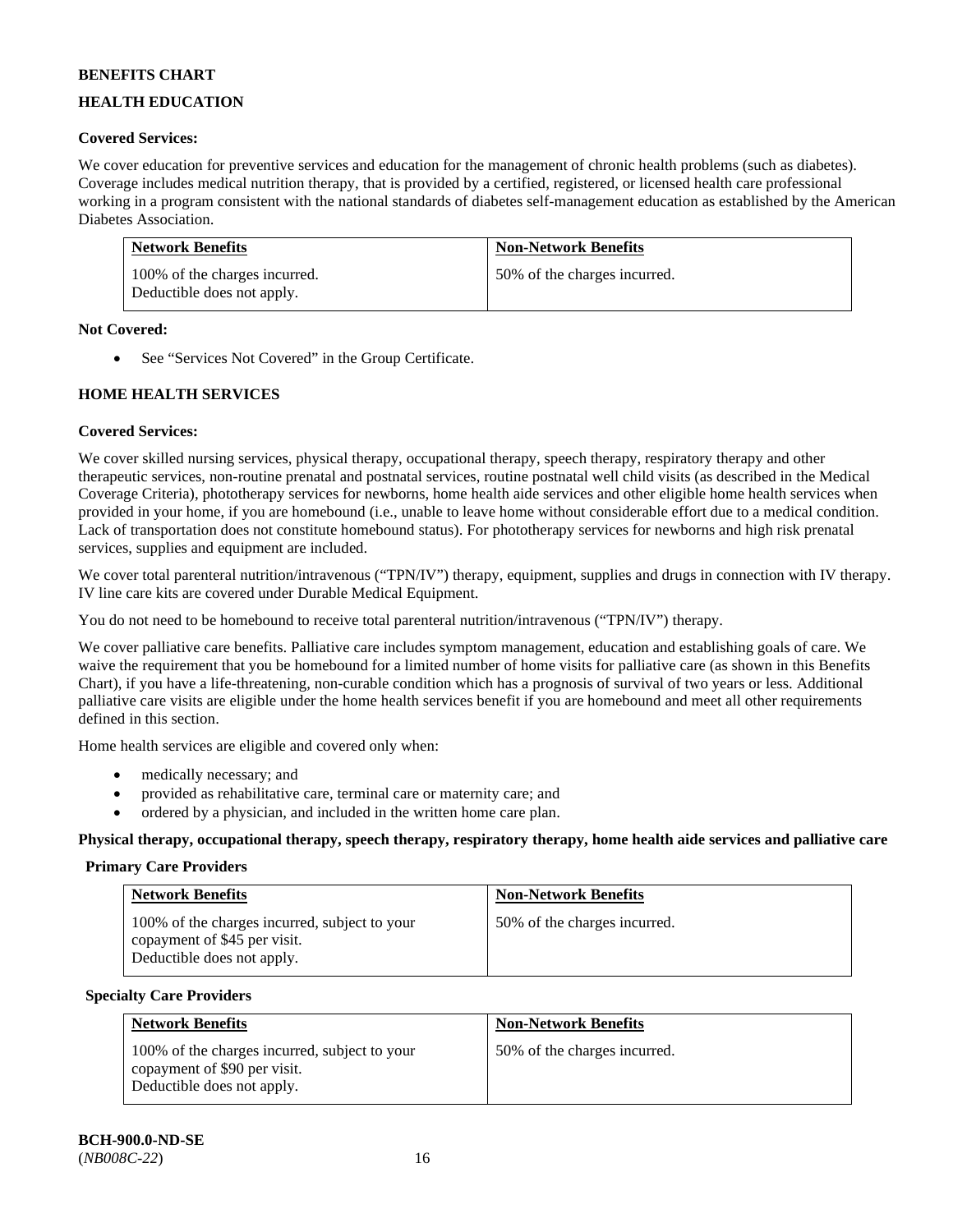**BENEFITS CHART**

**HEALTH EDUCATION**

**Covered Services:**

We cover education for preventive services and education for the management of chronic health problems (such as diabetes). Coverage includes medical nutrition therapy, that is provided by a certified, registered, or licensed health care professional working in a program consistent with the national standards of diabetes self-management education as established by the American Diabetes Association.

| Network Benefits | Non-Network Benefits |
|---|---|
| 100% of the charges incurred. Deductible does not apply. | 50% of the charges incurred. |

**Not Covered:**

- See "Services Not Covered" in the Group Certificate.

**HOME HEALTH SERVICES**

**Covered Services:**

We cover skilled nursing services, physical therapy, occupational therapy, speech therapy, respiratory therapy and other therapeutic services, non-routine prenatal and postnatal services, routine postnatal well child visits (as described in the Medical Coverage Criteria), phototherapy services for newborns, home health aide services and other eligible home health services when provided in your home, if you are homebound (i.e., unable to leave home without considerable effort due to a medical condition. Lack of transportation does not constitute homebound status). For phototherapy services for newborns and high risk prenatal services, supplies and equipment are included.

We cover total parenteral nutrition/intravenous ("TPN/IV") therapy, equipment, supplies and drugs in connection with IV therapy. IV line care kits are covered under Durable Medical Equipment.

You do not need to be homebound to receive total parenteral nutrition/intravenous ("TPN/IV") therapy.

We cover palliative care benefits. Palliative care includes symptom management, education and establishing goals of care. We waive the requirement that you be homebound for a limited number of home visits for palliative care (as shown in this Benefits Chart), if you have a life-threatening, non-curable condition which has a prognosis of survival of two years or less. Additional palliative care visits are eligible under the home health services benefit if you are homebound and meet all other requirements defined in this section.

Home health services are eligible and covered only when:

- medically necessary; and
- provided as rehabilitative care, terminal care or maternity care; and
- ordered by a physician, and included in the written home care plan.

**Physical therapy, occupational therapy, speech therapy, respiratory therapy, home health aide services and palliative care**

**Primary Care Providers**

| Network Benefits | Non-Network Benefits |
|---|---|
| 100% of the charges incurred, subject to your copayment of $45 per visit. Deductible does not apply. | 50% of the charges incurred. |

**Specialty Care Providers**

| Network Benefits | Non-Network Benefits |
|---|---|
| 100% of the charges incurred, subject to your copayment of $90 per visit. Deductible does not apply. | 50% of the charges incurred. |

**BCH-900.0-ND-SE**
(*NB008C-22*)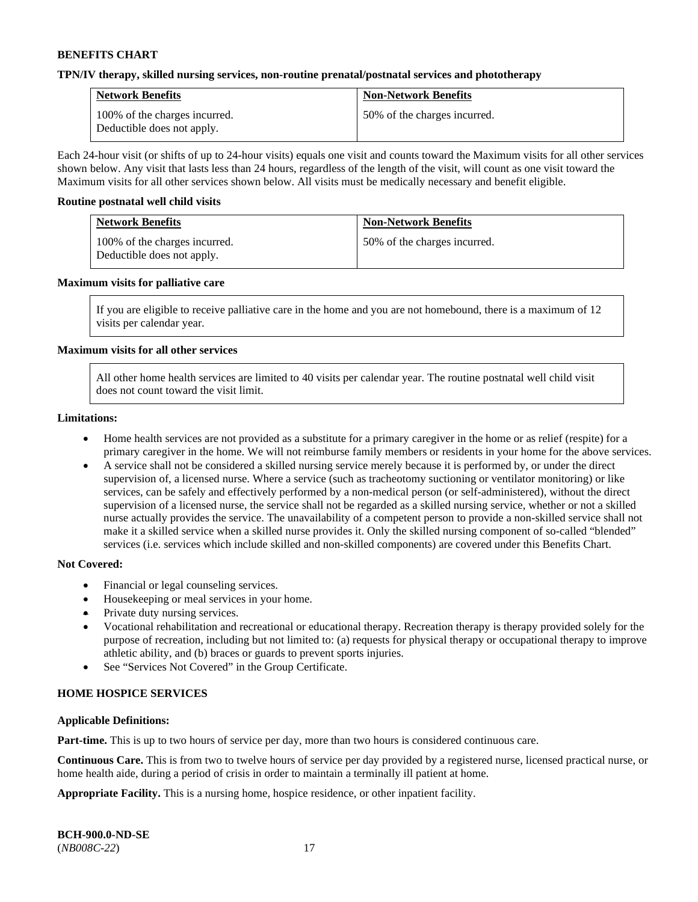**BENEFITS CHART**

**TPN/IV therapy, skilled nursing services, non-routine prenatal/postnatal services and phototherapy**

| Network Benefits | Non-Network Benefits |
| --- | --- |
| 100% of the charges incurred. Deductible does not apply. | 50% of the charges incurred. |

Each 24-hour visit (or shifts of up to 24-hour visits) equals one visit and counts toward the Maximum visits for all other services shown below. Any visit that lasts less than 24 hours, regardless of the length of the visit, will count as one visit toward the Maximum visits for all other services shown below. All visits must be medically necessary and benefit eligible.

**Routine postnatal well child visits**

| Network Benefits | Non-Network Benefits |
| --- | --- |
| 100% of the charges incurred. Deductible does not apply. | 50% of the charges incurred. |

**Maximum visits for palliative care**

If you are eligible to receive palliative care in the home and you are not homebound, there is a maximum of 12 visits per calendar year.

**Maximum visits for all other services**

All other home health services are limited to 40 visits per calendar year. The routine postnatal well child visit does not count toward the visit limit.

**Limitations:**

- Home health services are not provided as a substitute for a primary caregiver in the home or as relief (respite) for a primary caregiver in the home. We will not reimburse family members or residents in your home for the above services.
- A service shall not be considered a skilled nursing service merely because it is performed by, or under the direct supervision of, a licensed nurse. Where a service (such as tracheotomy suctioning or ventilator monitoring) or like services, can be safely and effectively performed by a non-medical person (or self-administered), without the direct supervision of a licensed nurse, the service shall not be regarded as a skilled nursing service, whether or not a skilled nurse actually provides the service. The unavailability of a competent person to provide a non-skilled service shall not make it a skilled service when a skilled nurse provides it. Only the skilled nursing component of so-called "blended" services (i.e. services which include skilled and non-skilled components) are covered under this Benefits Chart.

**Not Covered:**

- Financial or legal counseling services.
- Housekeeping or meal services in your home.
- Private duty nursing services.
- Vocational rehabilitation and recreational or educational therapy. Recreation therapy is therapy provided solely for the purpose of recreation, including but not limited to: (a) requests for physical therapy or occupational therapy to improve athletic ability, and (b) braces or guards to prevent sports injuries.
- See "Services Not Covered" in the Group Certificate.

**HOME HOSPICE SERVICES**

**Applicable Definitions:**

**Part-time.** This is up to two hours of service per day, more than two hours is considered continuous care.

**Continuous Care.** This is from two to twelve hours of service per day provided by a registered nurse, licensed practical nurse, or home health aide, during a period of crisis in order to maintain a terminally ill patient at home.

**Appropriate Facility.** This is a nursing home, hospice residence, or other inpatient facility.

**BCH-900.0-ND-SE**
(*NB008C-22*)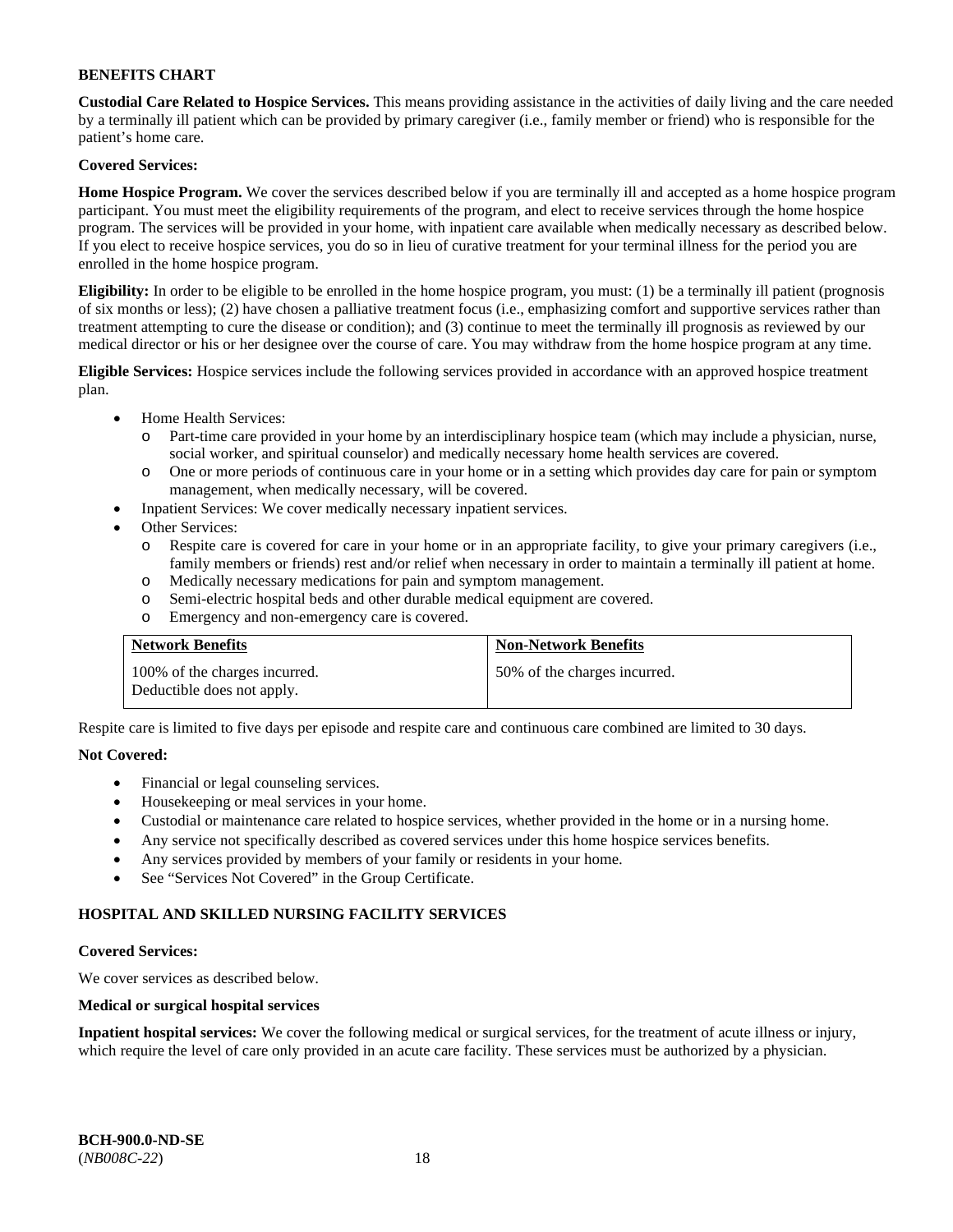**BENEFITS CHART**

**Custodial Care Related to Hospice Services.** This means providing assistance in the activities of daily living and the care needed by a terminally ill patient which can be provided by primary caregiver (i.e., family member or friend) who is responsible for the patient's home care.

**Covered Services:**

**Home Hospice Program.** We cover the services described below if you are terminally ill and accepted as a home hospice program participant. You must meet the eligibility requirements of the program, and elect to receive services through the home hospice program. The services will be provided in your home, with inpatient care available when medically necessary as described below. If you elect to receive hospice services, you do so in lieu of curative treatment for your terminal illness for the period you are enrolled in the home hospice program.

**Eligibility:** In order to be eligible to be enrolled in the home hospice program, you must: (1) be a terminally ill patient (prognosis of six months or less); (2) have chosen a palliative treatment focus (i.e., emphasizing comfort and supportive services rather than treatment attempting to cure the disease or condition); and (3) continue to meet the terminally ill prognosis as reviewed by our medical director or his or her designee over the course of care. You may withdraw from the home hospice program at any time.

**Eligible Services:** Hospice services include the following services provided in accordance with an approved hospice treatment plan.

- Home Health Services:
  - Part-time care provided in your home by an interdisciplinary hospice team (which may include a physician, nurse, social worker, and spiritual counselor) and medically necessary home health services are covered.
  - One or more periods of continuous care in your home or in a setting which provides day care for pain or symptom management, when medically necessary, will be covered.
- Inpatient Services: We cover medically necessary inpatient services.
- Other Services:
  - Respite care is covered for care in your home or in an appropriate facility, to give your primary caregivers (i.e., family members or friends) rest and/or relief when necessary in order to maintain a terminally ill patient at home.
  - Medically necessary medications for pain and symptom management.
  - Semi-electric hospital beds and other durable medical equipment are covered.
  - Emergency and non-emergency care is covered.

| Network Benefits | Non-Network Benefits |
|---|---|
| 100% of the charges incurred. Deductible does not apply. | 50% of the charges incurred. |

Respite care is limited to five days per episode and respite care and continuous care combined are limited to 30 days.

**Not Covered:**

- Financial or legal counseling services.
- Housekeeping or meal services in your home.
- Custodial or maintenance care related to hospice services, whether provided in the home or in a nursing home.
- Any service not specifically described as covered services under this home hospice services benefits.
- Any services provided by members of your family or residents in your home.
- See "Services Not Covered" in the Group Certificate.

**HOSPITAL AND SKILLED NURSING FACILITY SERVICES**

**Covered Services:**

We cover services as described below.

**Medical or surgical hospital services**

**Inpatient hospital services:** We cover the following medical or surgical services, for the treatment of acute illness or injury, which require the level of care only provided in an acute care facility. These services must be authorized by a physician.

**BCH-900.0-ND-SE**
(*NB008C-22*)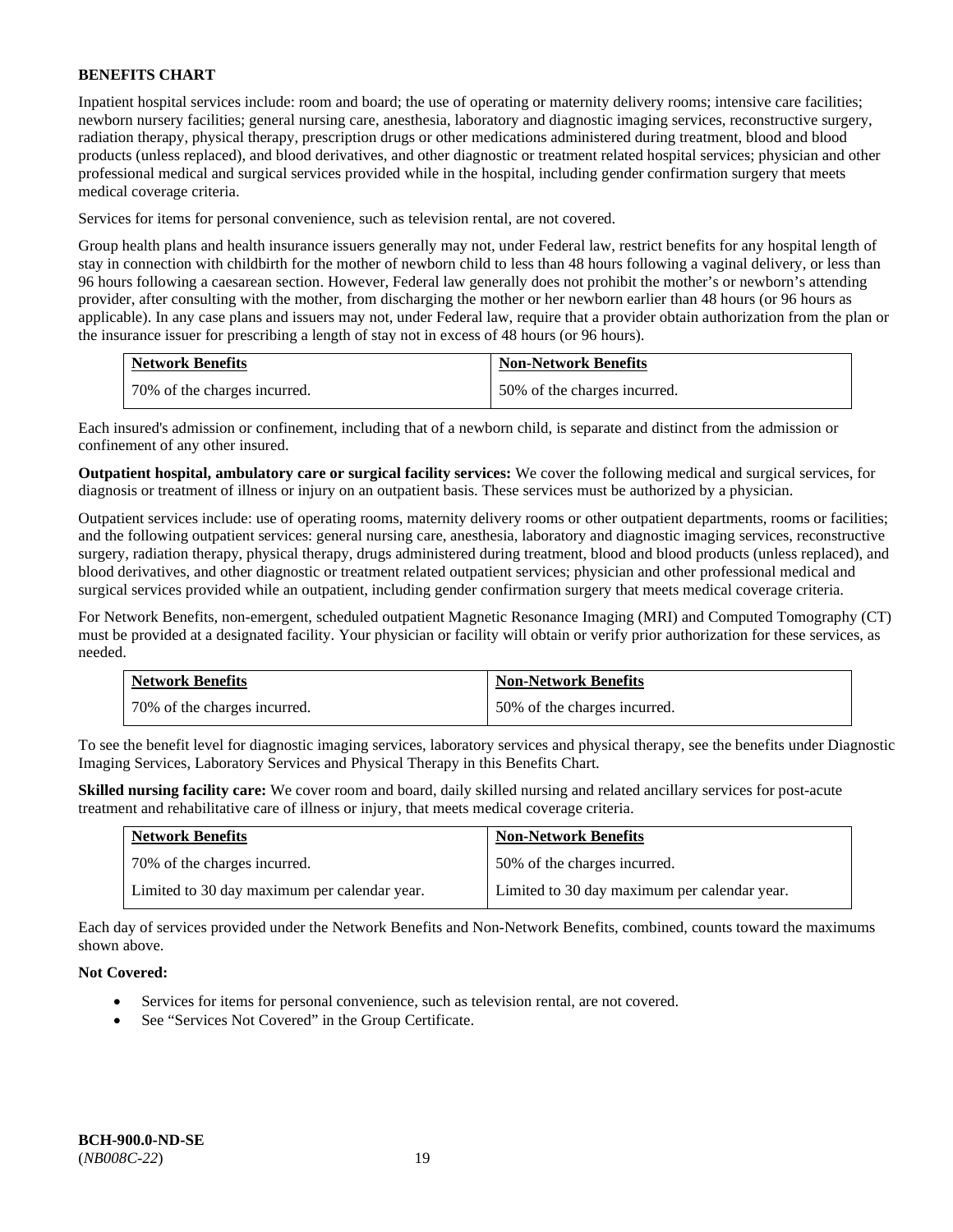**BENEFITS CHART**

Inpatient hospital services include: room and board; the use of operating or maternity delivery rooms; intensive care facilities; newborn nursery facilities; general nursing care, anesthesia, laboratory and diagnostic imaging services, reconstructive surgery, radiation therapy, physical therapy, prescription drugs or other medications administered during treatment, blood and blood products (unless replaced), and blood derivatives, and other diagnostic or treatment related hospital services; physician and other professional medical and surgical services provided while in the hospital, including gender confirmation surgery that meets medical coverage criteria.

Services for items for personal convenience, such as television rental, are not covered.

Group health plans and health insurance issuers generally may not, under Federal law, restrict benefits for any hospital length of stay in connection with childbirth for the mother of newborn child to less than 48 hours following a vaginal delivery, or less than 96 hours following a caesarean section. However, Federal law generally does not prohibit the mother's or newborn's attending provider, after consulting with the mother, from discharging the mother or her newborn earlier than 48 hours (or 96 hours as applicable). In any case plans and issuers may not, under Federal law, require that a provider obtain authorization from the plan or the insurance issuer for prescribing a length of stay not in excess of 48 hours (or 96 hours).

| Network Benefits | Non-Network Benefits |
|---|---|
| 70% of the charges incurred. | 50% of the charges incurred. |

Each insured's admission or confinement, including that of a newborn child, is separate and distinct from the admission or confinement of any other insured.

**Outpatient hospital, ambulatory care or surgical facility services:** We cover the following medical and surgical services, for diagnosis or treatment of illness or injury on an outpatient basis. These services must be authorized by a physician.

Outpatient services include: use of operating rooms, maternity delivery rooms or other outpatient departments, rooms or facilities; and the following outpatient services: general nursing care, anesthesia, laboratory and diagnostic imaging services, reconstructive surgery, radiation therapy, physical therapy, drugs administered during treatment, blood and blood products (unless replaced), and blood derivatives, and other diagnostic or treatment related outpatient services; physician and other professional medical and surgical services provided while an outpatient, including gender confirmation surgery that meets medical coverage criteria.

For Network Benefits, non-emergent, scheduled outpatient Magnetic Resonance Imaging (MRI) and Computed Tomography (CT) must be provided at a designated facility. Your physician or facility will obtain or verify prior authorization for these services, as needed.

| Network Benefits | Non-Network Benefits |
|---|---|
| 70% of the charges incurred. | 50% of the charges incurred. |

To see the benefit level for diagnostic imaging services, laboratory services and physical therapy, see the benefits under Diagnostic Imaging Services, Laboratory Services and Physical Therapy in this Benefits Chart.

**Skilled nursing facility care:** We cover room and board, daily skilled nursing and related ancillary services for post-acute treatment and rehabilitative care of illness or injury, that meets medical coverage criteria.

| Network Benefits | Non-Network Benefits |
|---|---|
| 70% of the charges incurred. | 50% of the charges incurred. |
| Limited to 30 day maximum per calendar year. | Limited to 30 day maximum per calendar year. |

Each day of services provided under the Network Benefits and Non-Network Benefits, combined, counts toward the maximums shown above.

**Not Covered:**

- Services for items for personal convenience, such as television rental, are not covered.
- See "Services Not Covered" in the Group Certificate.

**BCH-900.0-ND-SE**
(*NB008C-22*)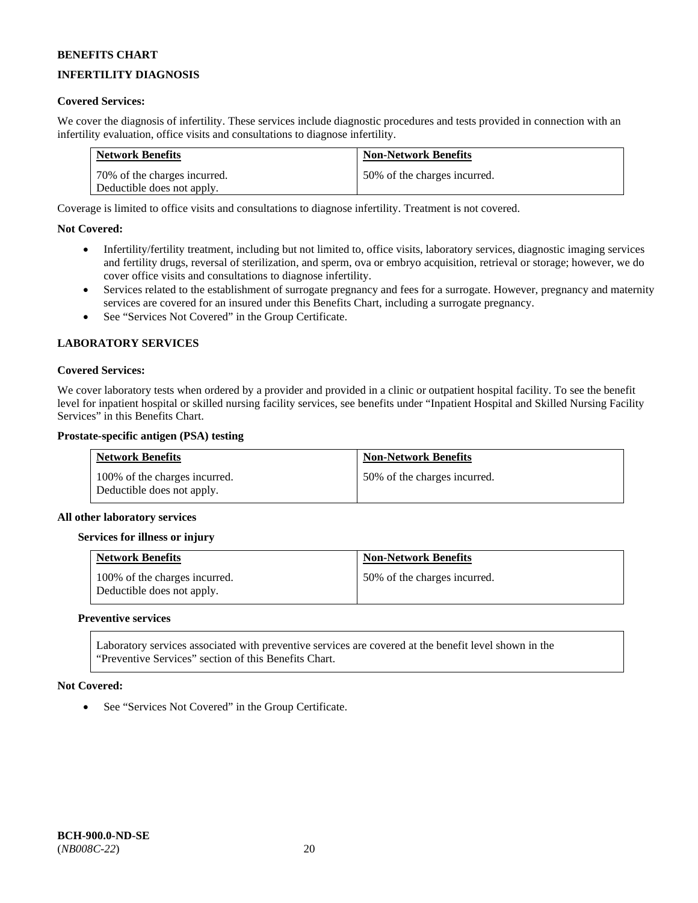**BENEFITS CHART**

**INFERTILITY DIAGNOSIS**

**Covered Services:**

We cover the diagnosis of infertility. These services include diagnostic procedures and tests provided in connection with an infertility evaluation, office visits and consultations to diagnose infertility.

| Network Benefits | Non-Network Benefits |
|---|---|
| 70% of the charges incurred. Deductible does not apply. | 50% of the charges incurred. |

Coverage is limited to office visits and consultations to diagnose infertility. Treatment is not covered.

**Not Covered:**

- Infertility/fertility treatment, including but not limited to, office visits, laboratory services, diagnostic imaging services and fertility drugs, reversal of sterilization, and sperm, ova or embryo acquisition, retrieval or storage; however, we do cover office visits and consultations to diagnose infertility.
- Services related to the establishment of surrogate pregnancy and fees for a surrogate. However, pregnancy and maternity services are covered for an insured under this Benefits Chart, including a surrogate pregnancy.
- See "Services Not Covered" in the Group Certificate.

**LABORATORY SERVICES**

**Covered Services:**

We cover laboratory tests when ordered by a provider and provided in a clinic or outpatient hospital facility. To see the benefit level for inpatient hospital or skilled nursing facility services, see benefits under "Inpatient Hospital and Skilled Nursing Facility Services" in this Benefits Chart.

**Prostate-specific antigen (PSA) testing**

| Network Benefits | Non-Network Benefits |
|---|---|
| 100% of the charges incurred. Deductible does not apply. | 50% of the charges incurred. |

**All other laboratory services**

**Services for illness or injury**

| Network Benefits | Non-Network Benefits |
|---|---|
| 100% of the charges incurred. Deductible does not apply. | 50% of the charges incurred. |

**Preventive services**

| Laboratory services associated with preventive services are covered at the benefit level shown in the "Preventive Services" section of this Benefits Chart. |
|---|

**Not Covered:**

- See "Services Not Covered" in the Group Certificate.

**BCH-900.0-ND-SE**
(*NB008C-22*)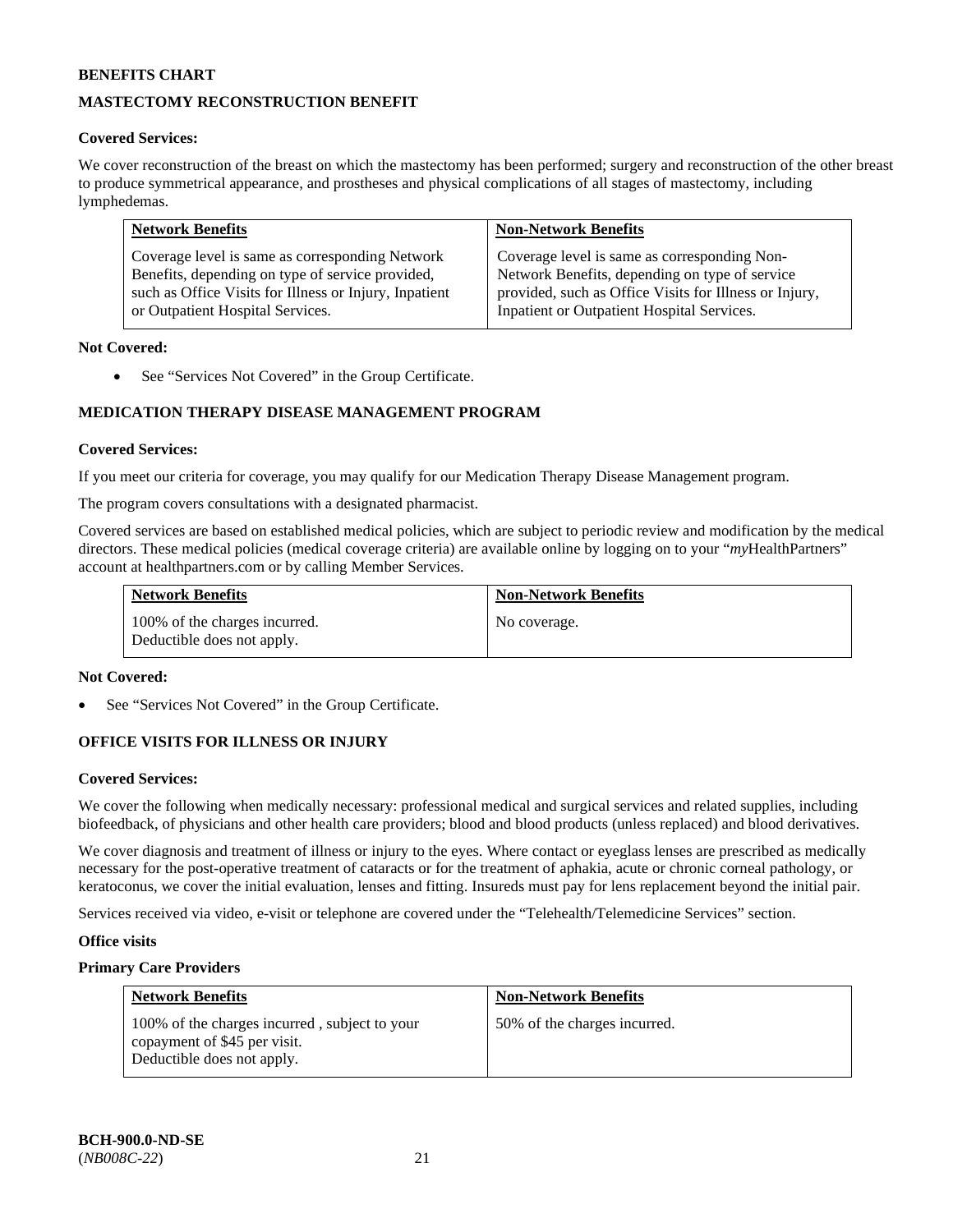**BENEFITS CHART**

**MASTECTOMY RECONSTRUCTION BENEFIT**

**Covered Services:**

We cover reconstruction of the breast on which the mastectomy has been performed; surgery and reconstruction of the other breast to produce symmetrical appearance, and prostheses and physical complications of all stages of mastectomy, including lymphedemas.

| Network Benefits | Non-Network Benefits |
|---|---|
| Coverage level is same as corresponding Network Benefits, depending on type of service provided, such as Office Visits for Illness or Injury, Inpatient or Outpatient Hospital Services. | Coverage level is same as corresponding Non-Network Benefits, depending on type of service provided, such as Office Visits for Illness or Injury, Inpatient or Outpatient Hospital Services. |

**Not Covered:**

- See "Services Not Covered" in the Group Certificate.

**MEDICATION THERAPY DISEASE MANAGEMENT PROGRAM**

**Covered Services:**

If you meet our criteria for coverage, you may qualify for our Medication Therapy Disease Management program.

The program covers consultations with a designated pharmacist.

Covered services are based on established medical policies, which are subject to periodic review and modification by the medical directors. These medical policies (medical coverage criteria) are available online by logging on to your "*my*HealthPartners" account at healthpartners.com or by calling Member Services.

| Network Benefits | Non-Network Benefits |
|---|---|
| 100% of the charges incurred. Deductible does not apply. | No coverage. |

**Not Covered:**

- See "Services Not Covered" in the Group Certificate.

**OFFICE VISITS FOR ILLNESS OR INJURY**

**Covered Services:**

We cover the following when medically necessary: professional medical and surgical services and related supplies, including biofeedback, of physicians and other health care providers; blood and blood products (unless replaced) and blood derivatives.

We cover diagnosis and treatment of illness or injury to the eyes. Where contact or eyeglass lenses are prescribed as medically necessary for the post-operative treatment of cataracts or for the treatment of aphakia, acute or chronic corneal pathology, or keratoconus, we cover the initial evaluation, lenses and fitting. Insureds must pay for lens replacement beyond the initial pair.

Services received via video, e-visit or telephone are covered under the "Telehealth/Telemedicine Services" section.

**Office visits**

**Primary Care Providers**

| Network Benefits | Non-Network Benefits |
|---|---|
| 100% of the charges incurred , subject to your copayment of $45 per visit. Deductible does not apply. | 50% of the charges incurred. |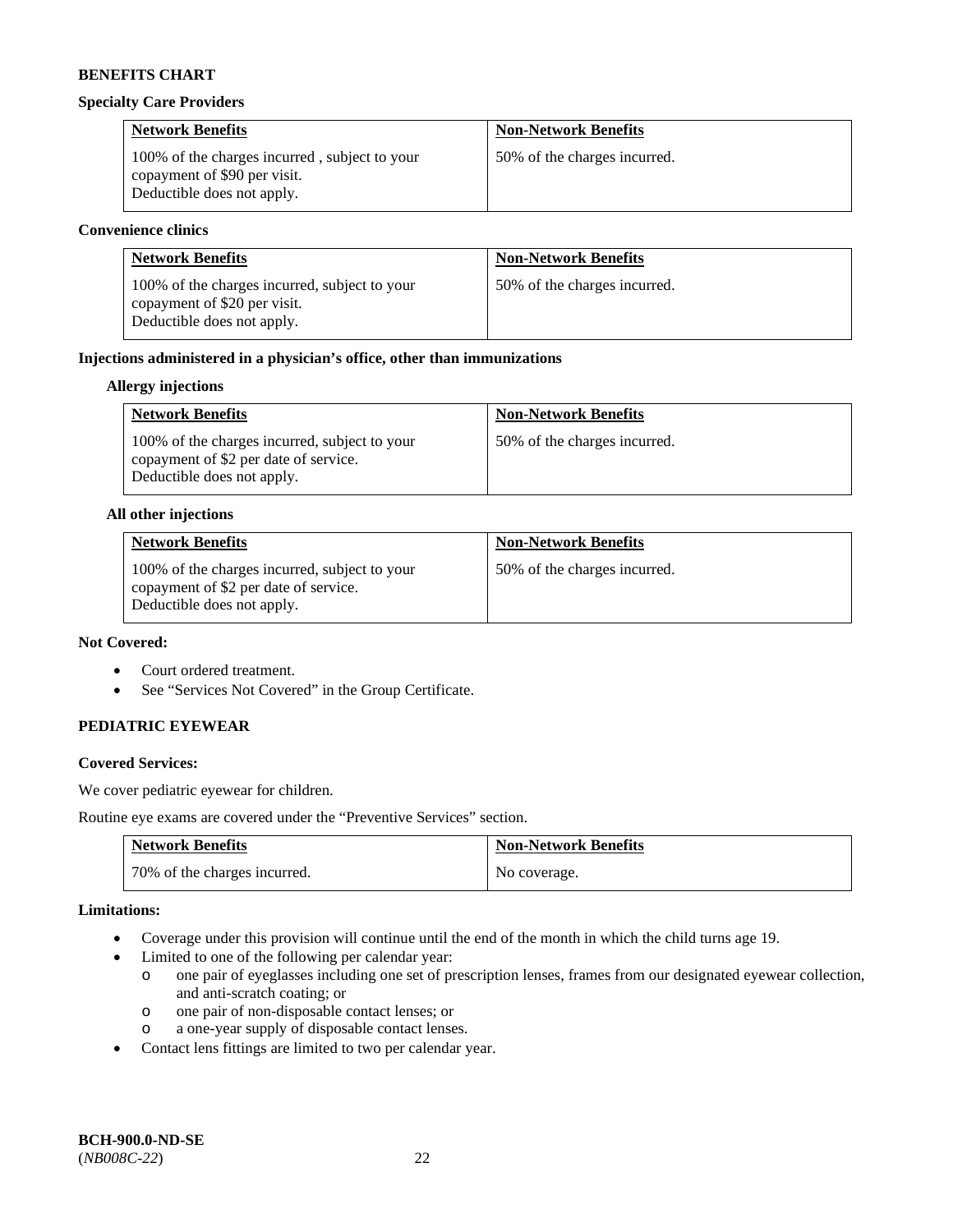**BENEFITS CHART**

**Specialty Care Providers**

| Network Benefits | Non-Network Benefits |
| --- | --- |
| 100% of the charges incurred , subject to your copayment of $90 per visit. Deductible does not apply. | 50% of the charges incurred. |

**Convenience clinics**

| Network Benefits | Non-Network Benefits |
| --- | --- |
| 100% of the charges incurred, subject to your copayment of $20 per visit. Deductible does not apply. | 50% of the charges incurred. |

**Injections administered in a physician's office, other than immunizations**

**Allergy injections**

| Network Benefits | Non-Network Benefits |
| --- | --- |
| 100% of the charges incurred, subject to your copayment of $2 per date of service. Deductible does not apply. | 50% of the charges incurred. |

**All other injections**

| Network Benefits | Non-Network Benefits |
| --- | --- |
| 100% of the charges incurred, subject to your copayment of $2 per date of service. Deductible does not apply. | 50% of the charges incurred. |

**Not Covered:**

- Court ordered treatment.
- See "Services Not Covered" in the Group Certificate.

**PEDIATRIC EYEWEAR**

**Covered Services:**

We cover pediatric eyewear for children.

Routine eye exams are covered under the "Preventive Services" section.

| Network Benefits | Non-Network Benefits |
| --- | --- |
| 70% of the charges incurred. | No coverage. |

**Limitations:**

- Coverage under this provision will continue until the end of the month in which the child turns age 19.
- Limited to one of the following per calendar year:
  - one pair of eyeglasses including one set of prescription lenses, frames from our designated eyewear collection, and anti-scratch coating; or
  - one pair of non-disposable contact lenses; or
  - a one-year supply of disposable contact lenses.
- Contact lens fittings are limited to two per calendar year.

**BCH-900.0-ND-SE**
(*NB008C-22*)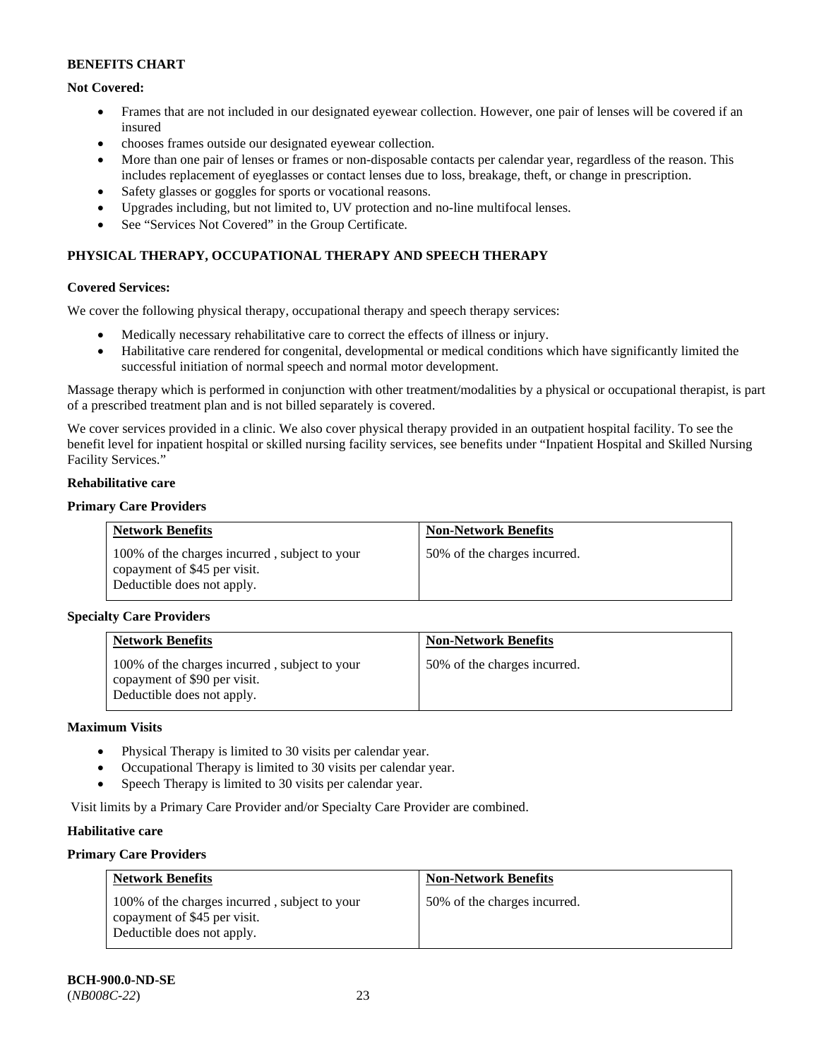**BENEFITS CHART**

**Not Covered:**

- Frames that are not included in our designated eyewear collection. However, one pair of lenses will be covered if an insured
- chooses frames outside our designated eyewear collection.
- More than one pair of lenses or frames or non-disposable contacts per calendar year, regardless of the reason. This includes replacement of eyeglasses or contact lenses due to loss, breakage, theft, or change in prescription.
- Safety glasses or goggles for sports or vocational reasons.
- Upgrades including, but not limited to, UV protection and no-line multifocal lenses.
- See "Services Not Covered" in the Group Certificate.

## PHYSICAL THERAPY, OCCUPATIONAL THERAPY AND SPEECH THERAPY

**Covered Services:**

We cover the following physical therapy, occupational therapy and speech therapy services:

- Medically necessary rehabilitative care to correct the effects of illness or injury.
- Habilitative care rendered for congenital, developmental or medical conditions which have significantly limited the successful initiation of normal speech and normal motor development.

Massage therapy which is performed in conjunction with other treatment/modalities by a physical or occupational therapist, is part of a prescribed treatment plan and is not billed separately is covered.

We cover services provided in a clinic. We also cover physical therapy provided in an outpatient hospital facility. To see the benefit level for inpatient hospital or skilled nursing facility services, see benefits under "Inpatient Hospital and Skilled Nursing Facility Services."

**Rehabilitative care**

**Primary Care Providers**

| Network Benefits | Non-Network Benefits |
|---|---|
| 100% of the charges incurred , subject to your copayment of $45 per visit. Deductible does not apply. | 50% of the charges incurred. |

**Specialty Care Providers**

| Network Benefits | Non-Network Benefits |
|---|---|
| 100% of the charges incurred , subject to your copayment of $90 per visit. Deductible does not apply. | 50% of the charges incurred. |

**Maximum Visits**

- Physical Therapy is limited to 30 visits per calendar year.
- Occupational Therapy is limited to 30 visits per calendar year.
- Speech Therapy is limited to 30 visits per calendar year.

Visit limits by a Primary Care Provider and/or Specialty Care Provider are combined.

**Habilitative care**

**Primary Care Providers**

| Network Benefits | Non-Network Benefits |
|---|---|
| 100% of the charges incurred , subject to your copayment of $45 per visit. Deductible does not apply. | 50% of the charges incurred. |

**BCH-900.0-ND-SE**
(*NB008C-22*)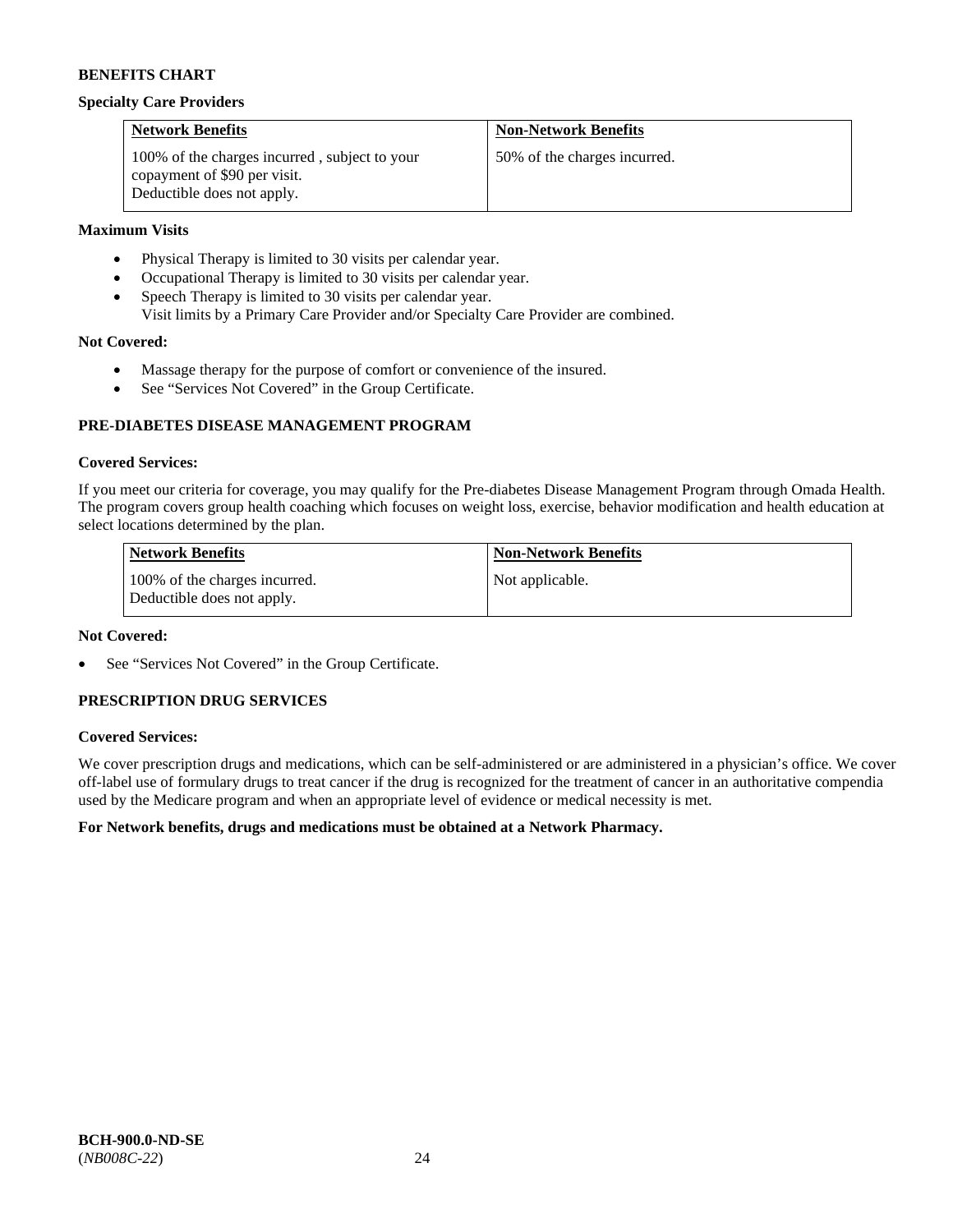**BENEFITS CHART**

**Specialty Care Providers**

| Network Benefits | Non-Network Benefits |
| --- | --- |
| 100% of the charges incurred , subject to your copayment of $90 per visit. Deductible does not apply. | 50% of the charges incurred. |

**Maximum Visits**

- Physical Therapy is limited to 30 visits per calendar year.
- Occupational Therapy is limited to 30 visits per calendar year.
- Speech Therapy is limited to 30 visits per calendar year.
  Visit limits by a Primary Care Provider and/or Specialty Care Provider are combined.

**Not Covered:**

- Massage therapy for the purpose of comfort or convenience of the insured.
- See "Services Not Covered" in the Group Certificate.

## PRE-DIABETES DISEASE MANAGEMENT PROGRAM

**Covered Services:**

If you meet our criteria for coverage, you may qualify for the Pre-diabetes Disease Management Program through Omada Health. The program covers group health coaching which focuses on weight loss, exercise, behavior modification and health education at select locations determined by the plan.

| Network Benefits | Non-Network Benefits |
| --- | --- |
| 100% of the charges incurred. Deductible does not apply. | Not applicable. |

**Not Covered:**

- See "Services Not Covered" in the Group Certificate.

## PRESCRIPTION DRUG SERVICES

**Covered Services:**

We cover prescription drugs and medications, which can be self-administered or are administered in a physician's office. We cover off-label use of formulary drugs to treat cancer if the drug is recognized for the treatment of cancer in an authoritative compendia used by the Medicare program and when an appropriate level of evidence or medical necessity is met.

**For Network benefits, drugs and medications must be obtained at a Network Pharmacy.**

**BCH-900.0-ND-SE**
(*NB008C-22*)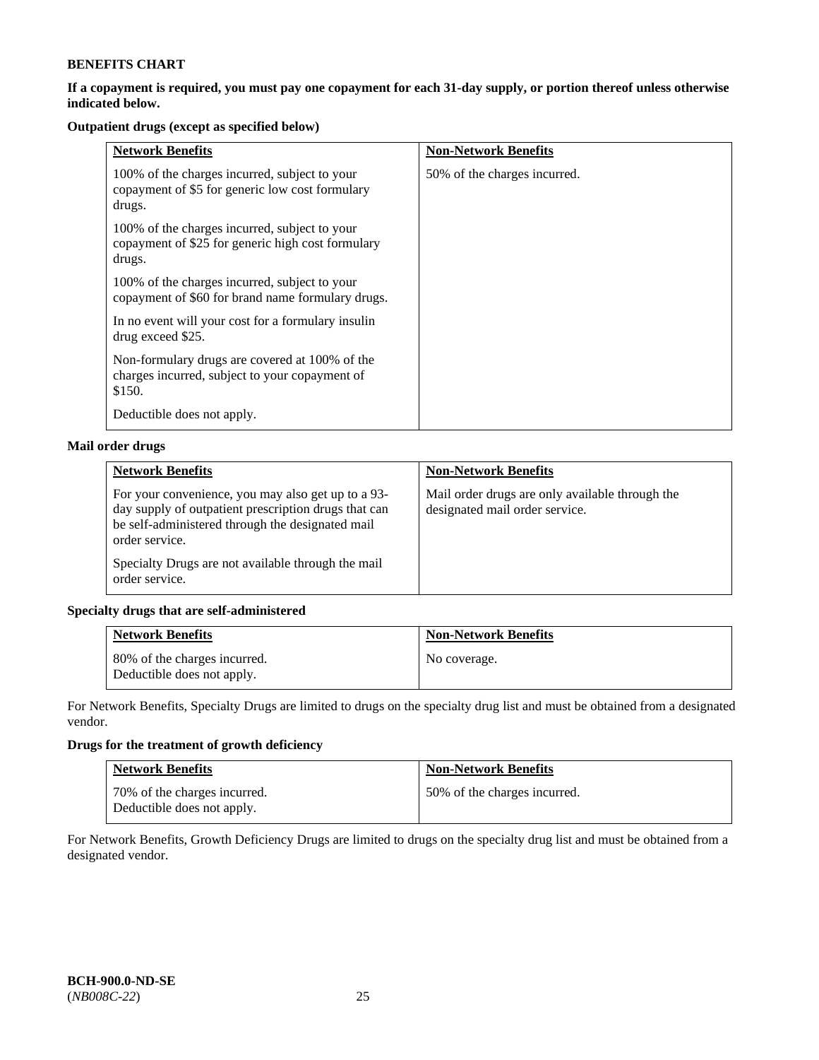**BENEFITS CHART**

**If a copayment is required, you must pay one copayment for each 31-day supply, or portion thereof unless otherwise indicated below.**

**Outpatient drugs (except as specified below)**

| Network Benefits | Non-Network Benefits |
|---|---|
| 100% of the charges incurred, subject to your copayment of $5 for generic low cost formulary drugs.<br><br>100% of the charges incurred, subject to your copayment of $25 for generic high cost formulary drugs.<br><br>100% of the charges incurred, subject to your copayment of $60 for brand name formulary drugs.<br><br>In no event will your cost for a formulary insulin drug exceed $25.<br><br>Non-formulary drugs are covered at 100% of the charges incurred, subject to your copayment of $150.<br><br>Deductible does not apply. | 50% of the charges incurred. |

**Mail order drugs**

| Network Benefits | Non-Network Benefits |
|---|---|
| For your convenience, you may also get up to a 93-day supply of outpatient prescription drugs that can be self-administered through the designated mail order service.<br><br>Specialty Drugs are not available through the mail order service. | Mail order drugs are only available through the designated mail order service. |

**Specialty drugs that are self-administered**

| Network Benefits | Non-Network Benefits |
|---|---|
| 80% of the charges incurred.<br>Deductible does not apply. | No coverage. |

For Network Benefits, Specialty Drugs are limited to drugs on the specialty drug list and must be obtained from a designated vendor.

**Drugs for the treatment of growth deficiency**

| Network Benefits | Non-Network Benefits |
|---|---|
| 70% of the charges incurred.<br>Deductible does not apply. | 50% of the charges incurred. |

For Network Benefits, Growth Deficiency Drugs are limited to drugs on the specialty drug list and must be obtained from a designated vendor.

**BCH-900.0-ND-SE**
(*NB008C-22*)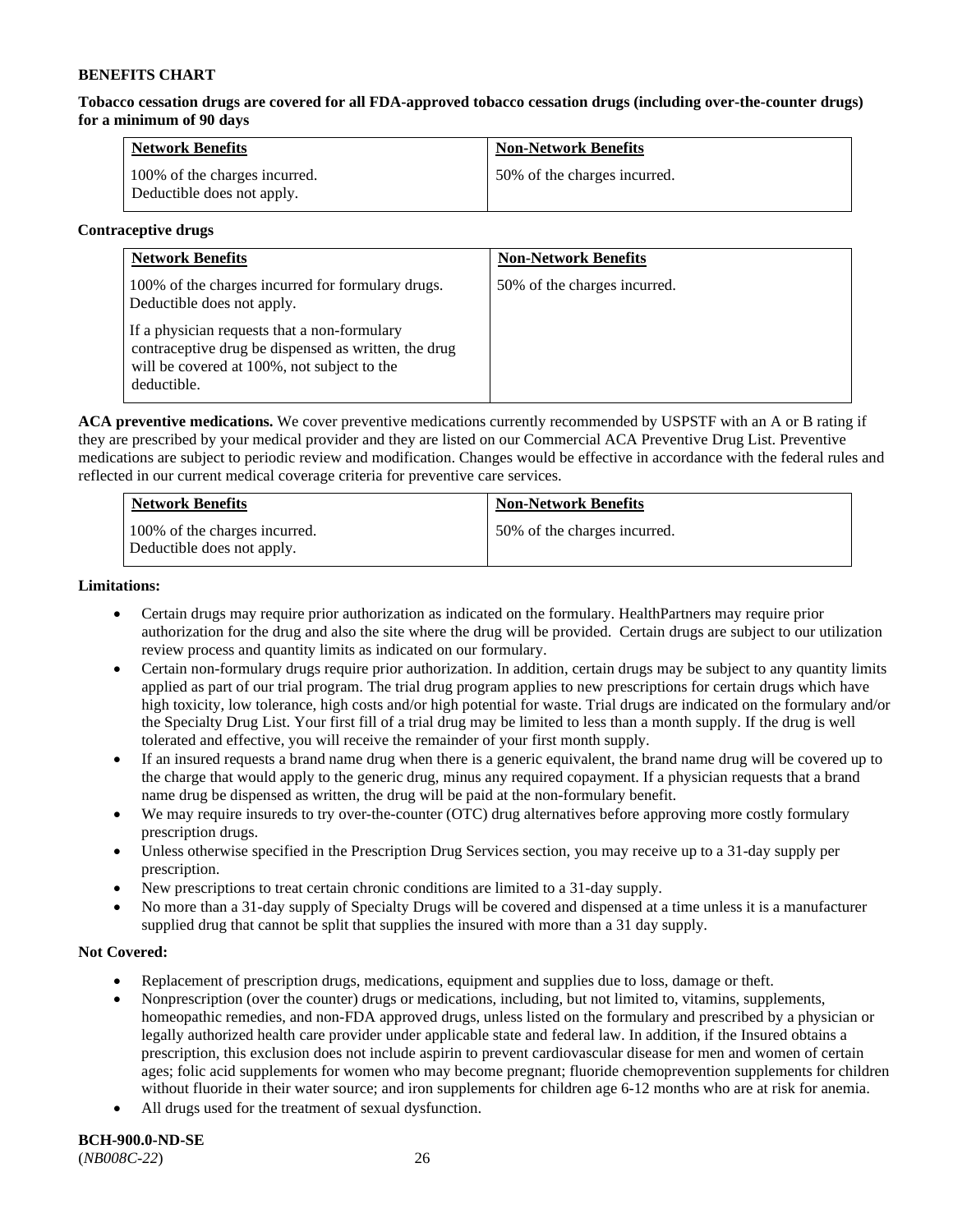**BENEFITS CHART**

**Tobacco cessation drugs are covered for all FDA-approved tobacco cessation drugs (including over-the-counter drugs) for a minimum of 90 days**

| Network Benefits | Non-Network Benefits |
|---|---|
| 100% of the charges incurred. Deductible does not apply. | 50% of the charges incurred. |

**Contraceptive drugs**

| Network Benefits | Non-Network Benefits |
|---|---|
| 100% of the charges incurred for formulary drugs. Deductible does not apply.<br><br>If a physician requests that a non-formulary contraceptive drug be dispensed as written, the drug will be covered at 100%, not subject to the deductible. | 50% of the charges incurred. |

**ACA preventive medications.** We cover preventive medications currently recommended by USPSTF with an A or B rating if they are prescribed by your medical provider and they are listed on our Commercial ACA Preventive Drug List. Preventive medications are subject to periodic review and modification. Changes would be effective in accordance with the federal rules and reflected in our current medical coverage criteria for preventive care services.

| Network Benefits | Non-Network Benefits |
|---|---|
| 100% of the charges incurred. Deductible does not apply. | 50% of the charges incurred. |

**Limitations:**

- Certain drugs may require prior authorization as indicated on the formulary. HealthPartners may require prior authorization for the drug and also the site where the drug will be provided. Certain drugs are subject to our utilization review process and quantity limits as indicated on our formulary.
- Certain non-formulary drugs require prior authorization. In addition, certain drugs may be subject to any quantity limits applied as part of our trial program. The trial drug program applies to new prescriptions for certain drugs which have high toxicity, low tolerance, high costs and/or high potential for waste. Trial drugs are indicated on the formulary and/or the Specialty Drug List. Your first fill of a trial drug may be limited to less than a month supply. If the drug is well tolerated and effective, you will receive the remainder of your first month supply.
- If an insured requests a brand name drug when there is a generic equivalent, the brand name drug will be covered up to the charge that would apply to the generic drug, minus any required copayment. If a physician requests that a brand name drug be dispensed as written, the drug will be paid at the non-formulary benefit.
- We may require insureds to try over-the-counter (OTC) drug alternatives before approving more costly formulary prescription drugs.
- Unless otherwise specified in the Prescription Drug Services section, you may receive up to a 31-day supply per prescription.
- New prescriptions to treat certain chronic conditions are limited to a 31-day supply.
- No more than a 31-day supply of Specialty Drugs will be covered and dispensed at a time unless it is a manufacturer supplied drug that cannot be split that supplies the insured with more than a 31 day supply.

**Not Covered:**

- Replacement of prescription drugs, medications, equipment and supplies due to loss, damage or theft.
- Nonprescription (over the counter) drugs or medications, including, but not limited to, vitamins, supplements, homeopathic remedies, and non-FDA approved drugs, unless listed on the formulary and prescribed by a physician or legally authorized health care provider under applicable state and federal law. In addition, if the Insured obtains a prescription, this exclusion does not include aspirin to prevent cardiovascular disease for men and women of certain ages; folic acid supplements for women who may become pregnant; fluoride chemoprevention supplements for children without fluoride in their water source; and iron supplements for children age 6-12 months who are at risk for anemia.
- All drugs used for the treatment of sexual dysfunction.

**BCH-900.0-ND-SE**
(*NB008C-22*)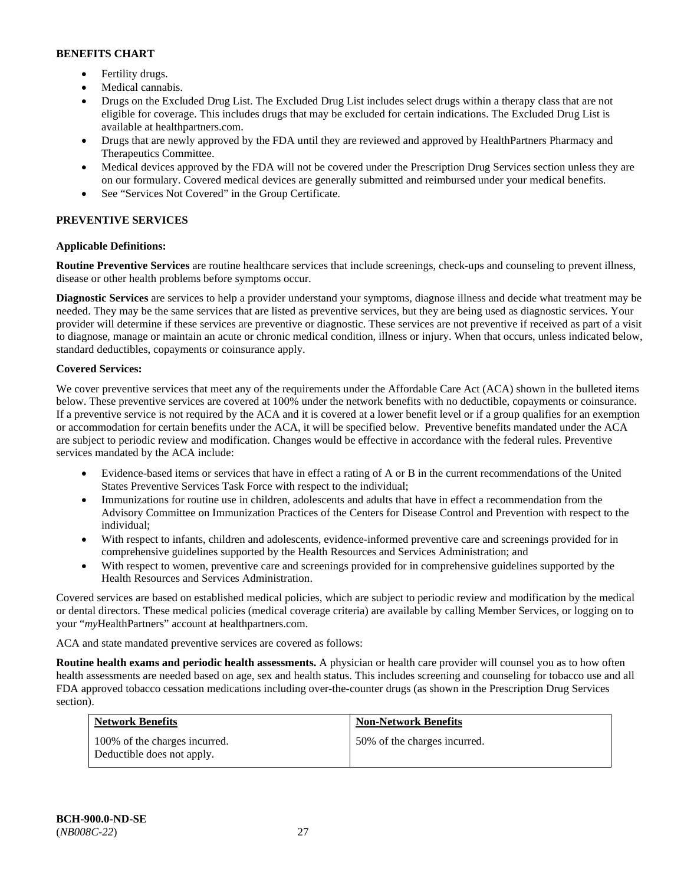**BENEFITS CHART**

- Fertility drugs.
- Medical cannabis.
- Drugs on the Excluded Drug List. The Excluded Drug List includes select drugs within a therapy class that are not eligible for coverage. This includes drugs that may be excluded for certain indications. The Excluded Drug List is available at healthpartners.com.
- Drugs that are newly approved by the FDA until they are reviewed and approved by HealthPartners Pharmacy and Therapeutics Committee.
- Medical devices approved by the FDA will not be covered under the Prescription Drug Services section unless they are on our formulary. Covered medical devices are generally submitted and reimbursed under your medical benefits.
- See "Services Not Covered" in the Group Certificate.

**PREVENTIVE SERVICES**

**Applicable Definitions:**

**Routine Preventive Services** are routine healthcare services that include screenings, check-ups and counseling to prevent illness, disease or other health problems before symptoms occur.

**Diagnostic Services** are services to help a provider understand your symptoms, diagnose illness and decide what treatment may be needed. They may be the same services that are listed as preventive services, but they are being used as diagnostic services. Your provider will determine if these services are preventive or diagnostic. These services are not preventive if received as part of a visit to diagnose, manage or maintain an acute or chronic medical condition, illness or injury. When that occurs, unless indicated below, standard deductibles, copayments or coinsurance apply.

**Covered Services:**

We cover preventive services that meet any of the requirements under the Affordable Care Act (ACA) shown in the bulleted items below. These preventive services are covered at 100% under the network benefits with no deductible, copayments or coinsurance. If a preventive service is not required by the ACA and it is covered at a lower benefit level or if a group qualifies for an exemption or accommodation for certain benefits under the ACA, it will be specified below. Preventive benefits mandated under the ACA are subject to periodic review and modification. Changes would be effective in accordance with the federal rules. Preventive services mandated by the ACA include:

- Evidence-based items or services that have in effect a rating of A or B in the current recommendations of the United States Preventive Services Task Force with respect to the individual;
- Immunizations for routine use in children, adolescents and adults that have in effect a recommendation from the Advisory Committee on Immunization Practices of the Centers for Disease Control and Prevention with respect to the individual;
- With respect to infants, children and adolescents, evidence-informed preventive care and screenings provided for in comprehensive guidelines supported by the Health Resources and Services Administration; and
- With respect to women, preventive care and screenings provided for in comprehensive guidelines supported by the Health Resources and Services Administration.

Covered services are based on established medical policies, which are subject to periodic review and modification by the medical or dental directors. These medical policies (medical coverage criteria) are available by calling Member Services, or logging on to your "*my*HealthPartners" account at healthpartners.com.

ACA and state mandated preventive services are covered as follows:

**Routine health exams and periodic health assessments.** A physician or health care provider will counsel you as to how often health assessments are needed based on age, sex and health status. This includes screening and counseling for tobacco use and all FDA approved tobacco cessation medications including over-the-counter drugs (as shown in the Prescription Drug Services section).

| Network Benefits | Non-Network Benefits |
|---|---|
| 100% of the charges incurred. Deductible does not apply. | 50% of the charges incurred. |

BCH-900.0-ND-SE
(*NB008C-22*)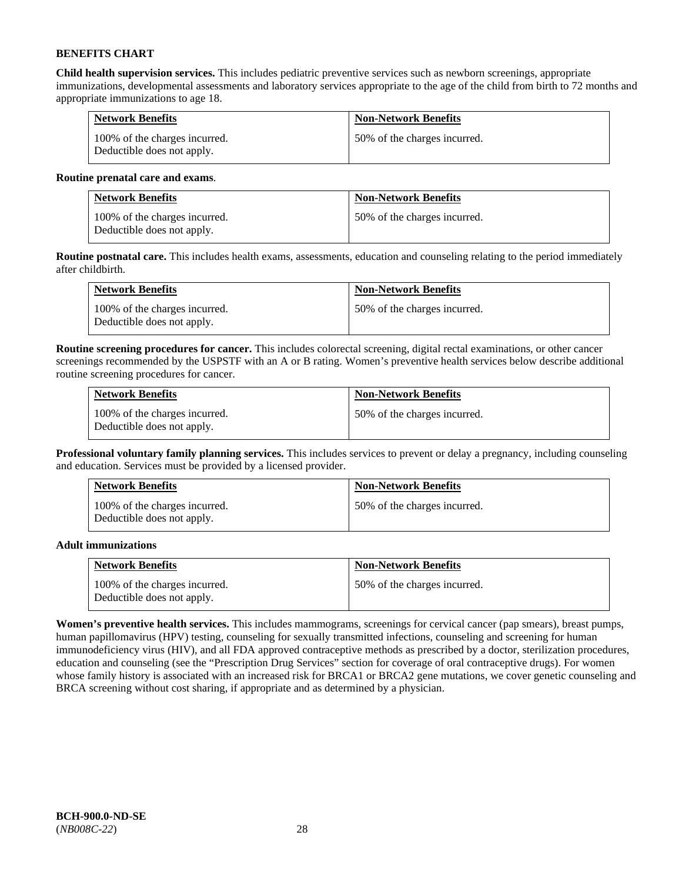**BENEFITS CHART**

**Child health supervision services.** This includes pediatric preventive services such as newborn screenings, appropriate immunizations, developmental assessments and laboratory services appropriate to the age of the child from birth to 72 months and appropriate immunizations to age 18.

| Network Benefits | Non-Network Benefits |
| --- | --- |
| 100% of the charges incurred. Deductible does not apply. | 50% of the charges incurred. |

**Routine prenatal care and exams**.

| Network Benefits | Non-Network Benefits |
| --- | --- |
| 100% of the charges incurred. Deductible does not apply. | 50% of the charges incurred. |

**Routine postnatal care.** This includes health exams, assessments, education and counseling relating to the period immediately after childbirth.

| Network Benefits | Non-Network Benefits |
| --- | --- |
| 100% of the charges incurred. Deductible does not apply. | 50% of the charges incurred. |

**Routine screening procedures for cancer.** This includes colorectal screening, digital rectal examinations, or other cancer screenings recommended by the USPSTF with an A or B rating. Women's preventive health services below describe additional routine screening procedures for cancer.

| Network Benefits | Non-Network Benefits |
| --- | --- |
| 100% of the charges incurred. Deductible does not apply. | 50% of the charges incurred. |

**Professional voluntary family planning services.** This includes services to prevent or delay a pregnancy, including counseling and education. Services must be provided by a licensed provider.

| Network Benefits | Non-Network Benefits |
| --- | --- |
| 100% of the charges incurred. Deductible does not apply. | 50% of the charges incurred. |

**Adult immunizations**

| Network Benefits | Non-Network Benefits |
| --- | --- |
| 100% of the charges incurred. Deductible does not apply. | 50% of the charges incurred. |

**Women's preventive health services.** This includes mammograms, screenings for cervical cancer (pap smears), breast pumps, human papillomavirus (HPV) testing, counseling for sexually transmitted infections, counseling and screening for human immunodeficiency virus (HIV), and all FDA approved contraceptive methods as prescribed by a doctor, sterilization procedures, education and counseling (see the "Prescription Drug Services" section for coverage of oral contraceptive drugs). For women whose family history is associated with an increased risk for BRCA1 or BRCA2 gene mutations, we cover genetic counseling and BRCA screening without cost sharing, if appropriate and as determined by a physician.

**BCH-900.0-ND-SE**
(*NB008C-22*)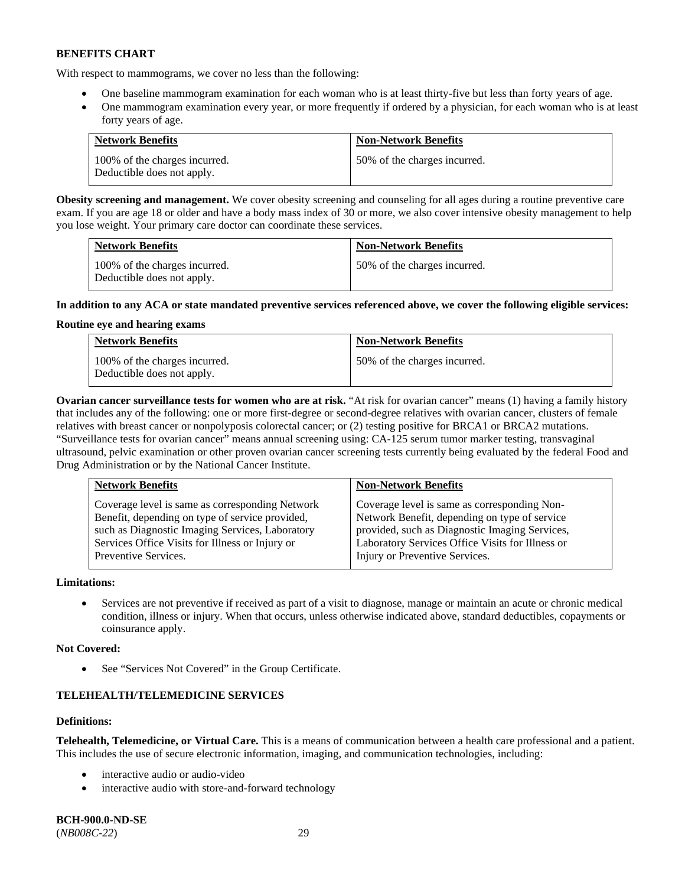**BENEFITS CHART**

With respect to mammograms, we cover no less than the following:

- One baseline mammogram examination for each woman who is at least thirty-five but less than forty years of age.
- One mammogram examination every year, or more frequently if ordered by a physician, for each woman who is at least forty years of age.

| Network Benefits | Non-Network Benefits |
|---|---|
| 100% of the charges incurred. Deductible does not apply. | 50% of the charges incurred. |

**Obesity screening and management.** We cover obesity screening and counseling for all ages during a routine preventive care exam. If you are age 18 or older and have a body mass index of 30 or more, we also cover intensive obesity management to help you lose weight. Your primary care doctor can coordinate these services.

| Network Benefits | Non-Network Benefits |
|---|---|
| 100% of the charges incurred. Deductible does not apply. | 50% of the charges incurred. |

**In addition to any ACA or state mandated preventive services referenced above, we cover the following eligible services:**

**Routine eye and hearing exams**

| Network Benefits | Non-Network Benefits |
|---|---|
| 100% of the charges incurred. Deductible does not apply. | 50% of the charges incurred. |

**Ovarian cancer surveillance tests for women who are at risk.** "At risk for ovarian cancer" means (1) having a family history that includes any of the following: one or more first-degree or second-degree relatives with ovarian cancer, clusters of female relatives with breast cancer or nonpolyposis colorectal cancer; or (2) testing positive for BRCA1 or BRCA2 mutations. "Surveillance tests for ovarian cancer" means annual screening using: CA-125 serum tumor marker testing, transvaginal ultrasound, pelvic examination or other proven ovarian cancer screening tests currently being evaluated by the federal Food and Drug Administration or by the National Cancer Institute.

| Network Benefits | Non-Network Benefits |
|---|---|
| Coverage level is same as corresponding Network Benefit, depending on type of service provided, such as Diagnostic Imaging Services, Laboratory Services Office Visits for Illness or Injury or Preventive Services. | Coverage level is same as corresponding Non-Network Benefit, depending on type of service provided, such as Diagnostic Imaging Services, Laboratory Services Office Visits for Illness or Injury or Preventive Services. |

**Limitations:**

- Services are not preventive if received as part of a visit to diagnose, manage or maintain an acute or chronic medical condition, illness or injury. When that occurs, unless otherwise indicated above, standard deductibles, copayments or coinsurance apply.

**Not Covered:**

- See "Services Not Covered" in the Group Certificate.

**TELEHEALTH/TELEMEDICINE SERVICES**

**Definitions:**

**Telehealth, Telemedicine, or Virtual Care.** This is a means of communication between a health care professional and a patient. This includes the use of secure electronic information, imaging, and communication technologies, including:

- interactive audio or audio-video
- interactive audio with store-and-forward technology

**BCH-900.0-ND-SE**
(*NB008C-22*)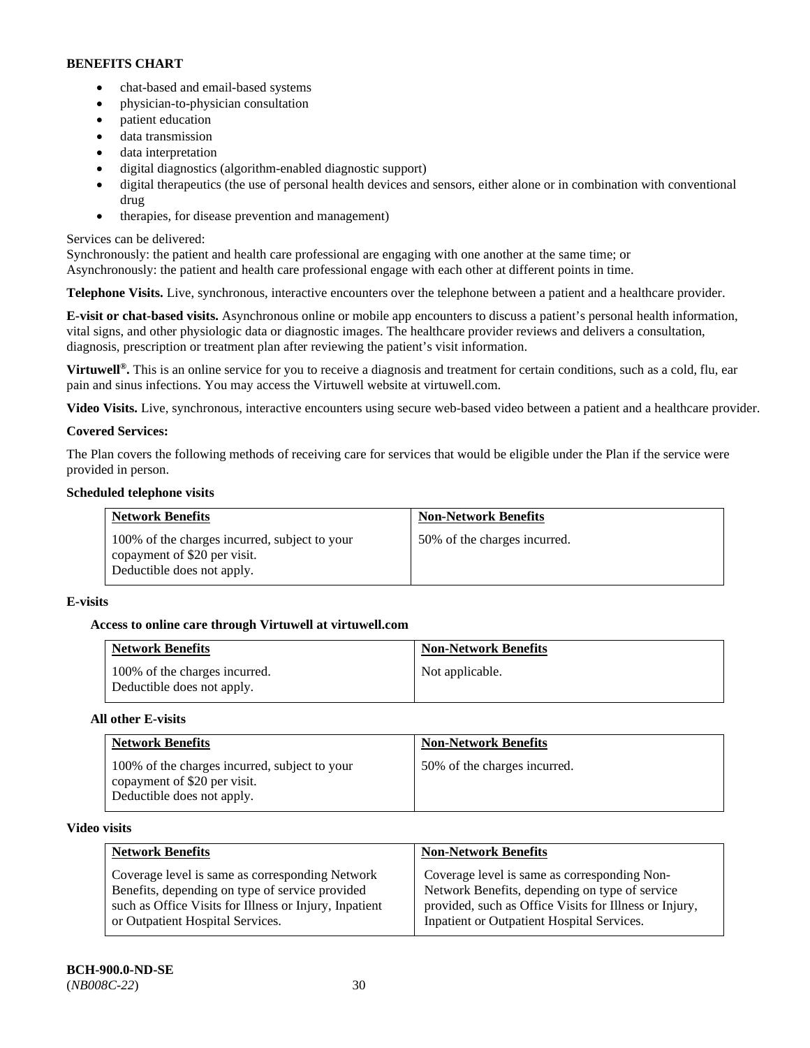**BENEFITS CHART**

- chat-based and email-based systems
- physician-to-physician consultation
- patient education
- data transmission
- data interpretation
- digital diagnostics (algorithm-enabled diagnostic support)
- digital therapeutics (the use of personal health devices and sensors, either alone or in combination with conventional drug
- therapies, for disease prevention and management)

Services can be delivered:
Synchronously: the patient and health care professional are engaging with one another at the same time; or
Asynchronously: the patient and health care professional engage with each other at different points in time.

**Telephone Visits.** Live, synchronous, interactive encounters over the telephone between a patient and a healthcare provider.

**E-visit or chat-based visits.** Asynchronous online or mobile app encounters to discuss a patient's personal health information, vital signs, and other physiologic data or diagnostic images. The healthcare provider reviews and delivers a consultation, diagnosis, prescription or treatment plan after reviewing the patient's visit information.

**Virtuwell®.** This is an online service for you to receive a diagnosis and treatment for certain conditions, such as a cold, flu, ear pain and sinus infections. You may access the Virtuwell website at virtuwell.com.

**Video Visits.** Live, synchronous, interactive encounters using secure web-based video between a patient and a healthcare provider.

**Covered Services:**

The Plan covers the following methods of receiving care for services that would be eligible under the Plan if the service were provided in person.

**Scheduled telephone visits**

| Network Benefits | Non-Network Benefits |
|---|---|
| 100% of the charges incurred, subject to your copayment of $20 per visit. Deductible does not apply. | 50% of the charges incurred. |

**E-visits**

**Access to online care through Virtuwell at virtuwell.com**

| Network Benefits | Non-Network Benefits |
|---|---|
| 100% of the charges incurred. Deductible does not apply. | Not applicable. |

**All other E-visits**

| Network Benefits | Non-Network Benefits |
|---|---|
| 100% of the charges incurred, subject to your copayment of $20 per visit. Deductible does not apply. | 50% of the charges incurred. |

**Video visits**

| Network Benefits | Non-Network Benefits |
|---|---|
| Coverage level is same as corresponding Network Benefits, depending on type of service provided such as Office Visits for Illness or Injury, Inpatient or Outpatient Hospital Services. | Coverage level is same as corresponding Non-Network Benefits, depending on type of service provided, such as Office Visits for Illness or Injury, Inpatient or Outpatient Hospital Services. |

**BCH-900.0-ND-SE**
(*NB008C-22*)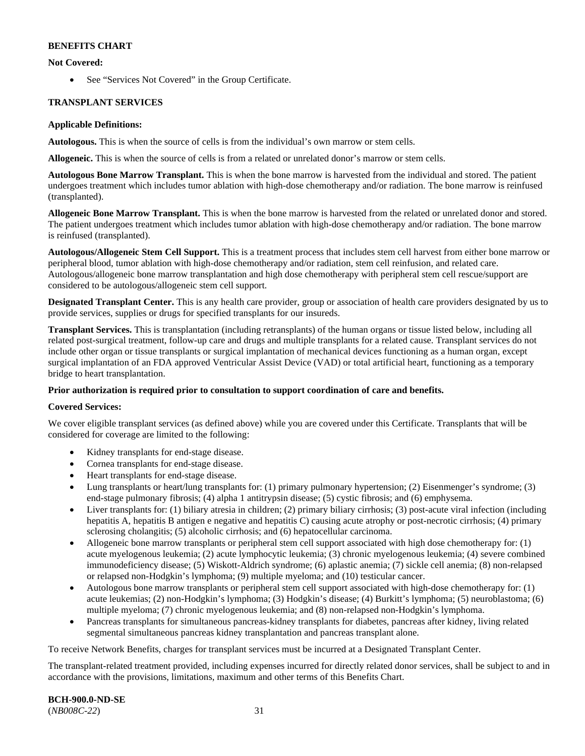**BENEFITS CHART**

**Not Covered:**

- See "Services Not Covered" in the Group Certificate.

**TRANSPLANT SERVICES**

**Applicable Definitions:**

**Autologous.** This is when the source of cells is from the individual's own marrow or stem cells.

**Allogeneic.** This is when the source of cells is from a related or unrelated donor's marrow or stem cells.

**Autologous Bone Marrow Transplant.** This is when the bone marrow is harvested from the individual and stored. The patient undergoes treatment which includes tumor ablation with high-dose chemotherapy and/or radiation. The bone marrow is reinfused (transplanted).

**Allogeneic Bone Marrow Transplant.** This is when the bone marrow is harvested from the related or unrelated donor and stored. The patient undergoes treatment which includes tumor ablation with high-dose chemotherapy and/or radiation. The bone marrow is reinfused (transplanted).

**Autologous/Allogeneic Stem Cell Support.** This is a treatment process that includes stem cell harvest from either bone marrow or peripheral blood, tumor ablation with high-dose chemotherapy and/or radiation, stem cell reinfusion, and related care. Autologous/allogeneic bone marrow transplantation and high dose chemotherapy with peripheral stem cell rescue/support are considered to be autologous/allogeneic stem cell support.

**Designated Transplant Center.** This is any health care provider, group or association of health care providers designated by us to provide services, supplies or drugs for specified transplants for our insureds.

**Transplant Services.** This is transplantation (including retransplants) of the human organs or tissue listed below, including all related post-surgical treatment, follow-up care and drugs and multiple transplants for a related cause. Transplant services do not include other organ or tissue transplants or surgical implantation of mechanical devices functioning as a human organ, except surgical implantation of an FDA approved Ventricular Assist Device (VAD) or total artificial heart, functioning as a temporary bridge to heart transplantation.

**Prior authorization is required prior to consultation to support coordination of care and benefits.**

**Covered Services:**

We cover eligible transplant services (as defined above) while you are covered under this Certificate. Transplants that will be considered for coverage are limited to the following:

- Kidney transplants for end-stage disease.
- Cornea transplants for end-stage disease.
- Heart transplants for end-stage disease.
- Lung transplants or heart/lung transplants for: (1) primary pulmonary hypertension; (2) Eisenmenger's syndrome; (3) end-stage pulmonary fibrosis; (4) alpha 1 antitrypsin disease; (5) cystic fibrosis; and (6) emphysema.
- Liver transplants for: (1) biliary atresia in children; (2) primary biliary cirrhosis; (3) post-acute viral infection (including hepatitis A, hepatitis B antigen e negative and hepatitis C) causing acute atrophy or post-necrotic cirrhosis; (4) primary sclerosing cholangitis; (5) alcoholic cirrhosis; and (6) hepatocellular carcinoma.
- Allogeneic bone marrow transplants or peripheral stem cell support associated with high dose chemotherapy for: (1) acute myelogenous leukemia; (2) acute lymphocytic leukemia; (3) chronic myelogenous leukemia; (4) severe combined immunodeficiency disease; (5) Wiskott-Aldrich syndrome; (6) aplastic anemia; (7) sickle cell anemia; (8) non-relapsed or relapsed non-Hodgkin's lymphoma; (9) multiple myeloma; and (10) testicular cancer.
- Autologous bone marrow transplants or peripheral stem cell support associated with high-dose chemotherapy for: (1) acute leukemias; (2) non-Hodgkin's lymphoma; (3) Hodgkin's disease; (4) Burkitt's lymphoma; (5) neuroblastoma; (6) multiple myeloma; (7) chronic myelogenous leukemia; and (8) non-relapsed non-Hodgkin's lymphoma.
- Pancreas transplants for simultaneous pancreas-kidney transplants for diabetes, pancreas after kidney, living related segmental simultaneous pancreas kidney transplantation and pancreas transplant alone.

To receive Network Benefits, charges for transplant services must be incurred at a Designated Transplant Center.

The transplant-related treatment provided, including expenses incurred for directly related donor services, shall be subject to and in accordance with the provisions, limitations, maximum and other terms of this Benefits Chart.

**BCH-900.0-ND-SE**
(*NB008C-22*)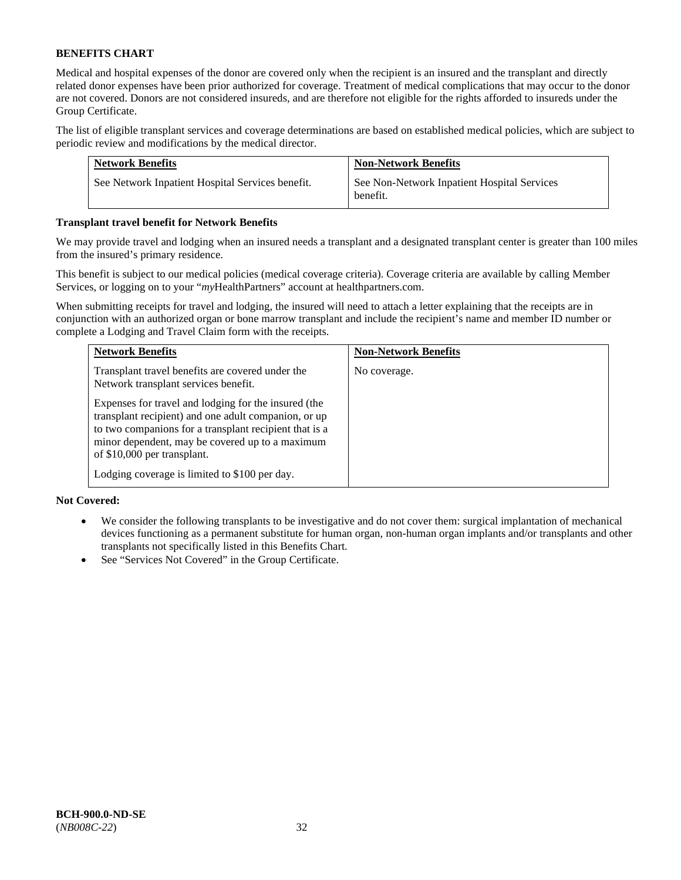**BENEFITS CHART**

Medical and hospital expenses of the donor are covered only when the recipient is an insured and the transplant and directly related donor expenses have been prior authorized for coverage. Treatment of medical complications that may occur to the donor are not covered. Donors are not considered insureds, and are therefore not eligible for the rights afforded to insureds under the Group Certificate.

The list of eligible transplant services and coverage determinations are based on established medical policies, which are subject to periodic review and modifications by the medical director.

| Network Benefits | Non-Network Benefits |
|---|---|
| See Network Inpatient Hospital Services benefit. | See Non-Network Inpatient Hospital Services benefit. |

**Transplant travel benefit for Network Benefits**

We may provide travel and lodging when an insured needs a transplant and a designated transplant center is greater than 100 miles from the insured's primary residence.

This benefit is subject to our medical policies (medical coverage criteria). Coverage criteria are available by calling Member Services, or logging on to your "*my*HealthPartners" account at healthpartners.com.

When submitting receipts for travel and lodging, the insured will need to attach a letter explaining that the receipts are in conjunction with an authorized organ or bone marrow transplant and include the recipient's name and member ID number or complete a Lodging and Travel Claim form with the receipts.

| Network Benefits | Non-Network Benefits |
|---|---|
| Transplant travel benefits are covered under the Network transplant services benefit.<br><br>Expenses for travel and lodging for the insured (the transplant recipient) and one adult companion, or up to two companions for a transplant recipient that is a minor dependent, may be covered up to a maximum of $10,000 per transplant.<br><br>Lodging coverage is limited to $100 per day. | No coverage. |

**Not Covered:**

- We consider the following transplants to be investigative and do not cover them: surgical implantation of mechanical devices functioning as a permanent substitute for human organ, non-human organ implants and/or transplants and other transplants not specifically listed in this Benefits Chart.
- See "Services Not Covered" in the Group Certificate.

**BCH-900.0-ND-SE**
(*NB008C-22*)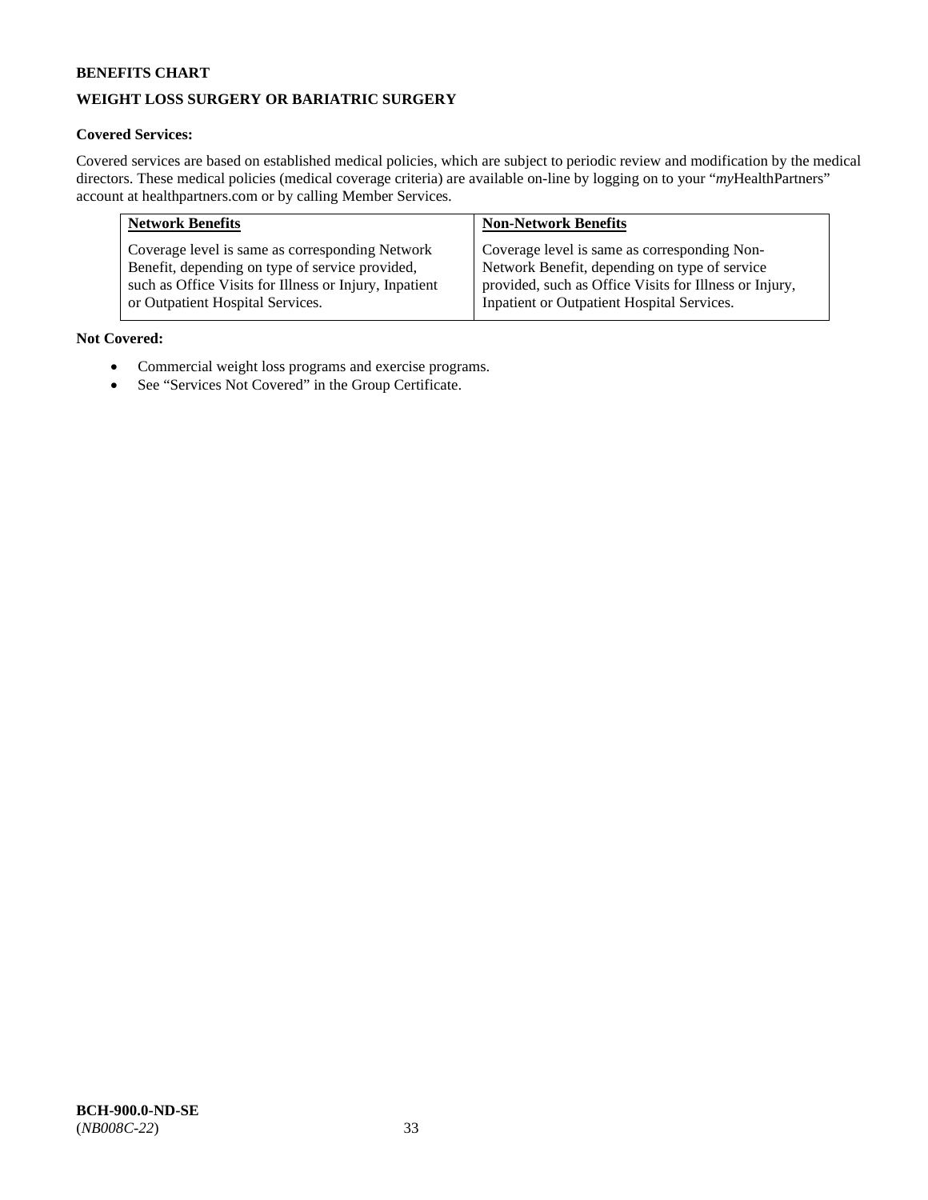**BENEFITS CHART**

**WEIGHT LOSS SURGERY OR BARIATRIC SURGERY**

**Covered Services:**

Covered services are based on established medical policies, which are subject to periodic review and modification by the medical directors. These medical policies (medical coverage criteria) are available on-line by logging on to your "*my*HealthPartners" account at healthpartners.com or by calling Member Services.

| **Network Benefits** | **Non-Network Benefits** |
|---|---|
| Coverage level is same as corresponding Network Benefit, depending on type of service provided, such as Office Visits for Illness or Injury, Inpatient or Outpatient Hospital Services. | Coverage level is same as corresponding Non-Network Benefit, depending on type of service provided, such as Office Visits for Illness or Injury, Inpatient or Outpatient Hospital Services. |

**Not Covered:**

- Commercial weight loss programs and exercise programs.
- See "Services Not Covered" in the Group Certificate.

**BCH-900.0-ND-SE**
(*NB008C-22*)